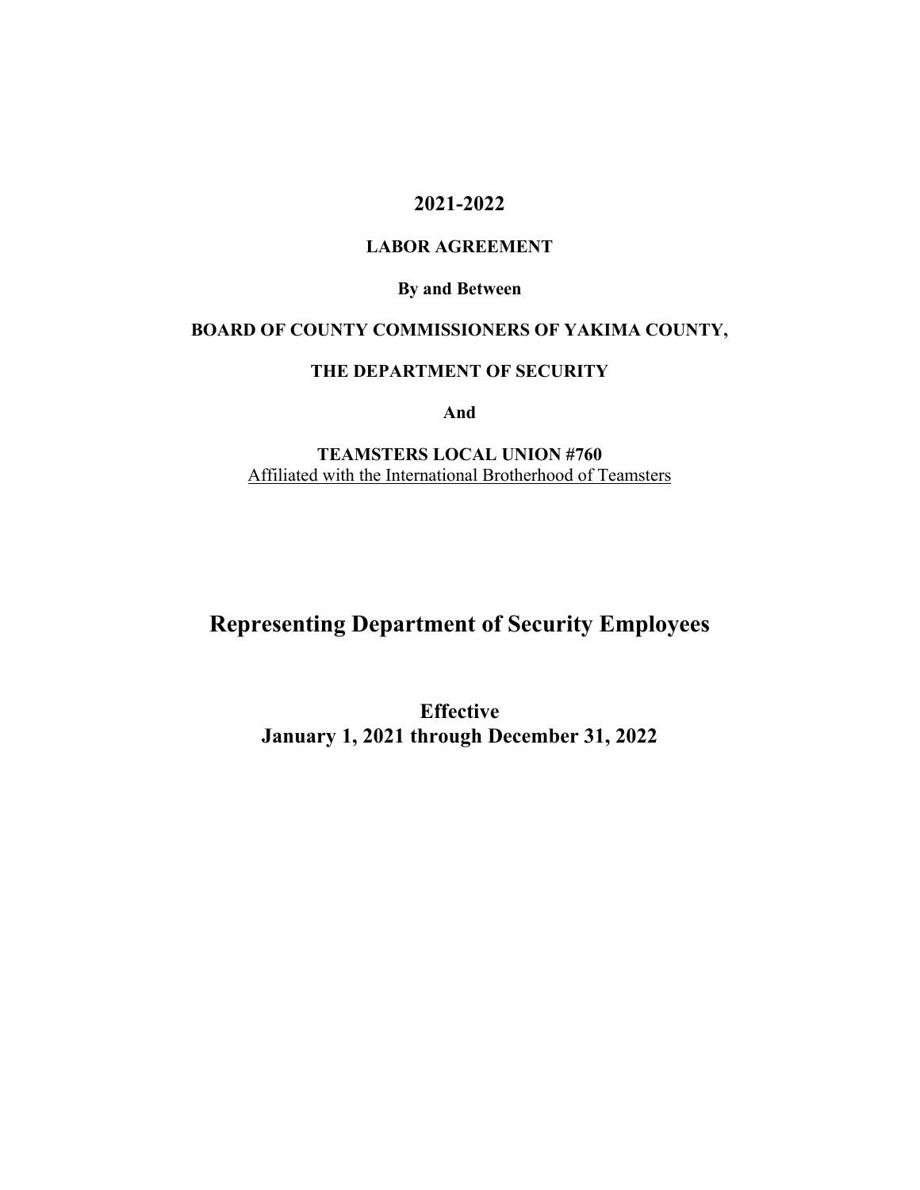# 2021-2022

## LABOR AGREEMENT

**By and Between**

**BOARD OF COUNTY COMMISSIONERS OF YAKIMA COUNTY,**

**THE DEPARTMENT OF SECURITY**

**And**

**TEAMSTERS LOCAL UNION #760**
Affiliated with the International Brotherhood of Teamsters

# Representing Department of Security Employees

**Effective**
**January 1, 2021 through December 31, 2022**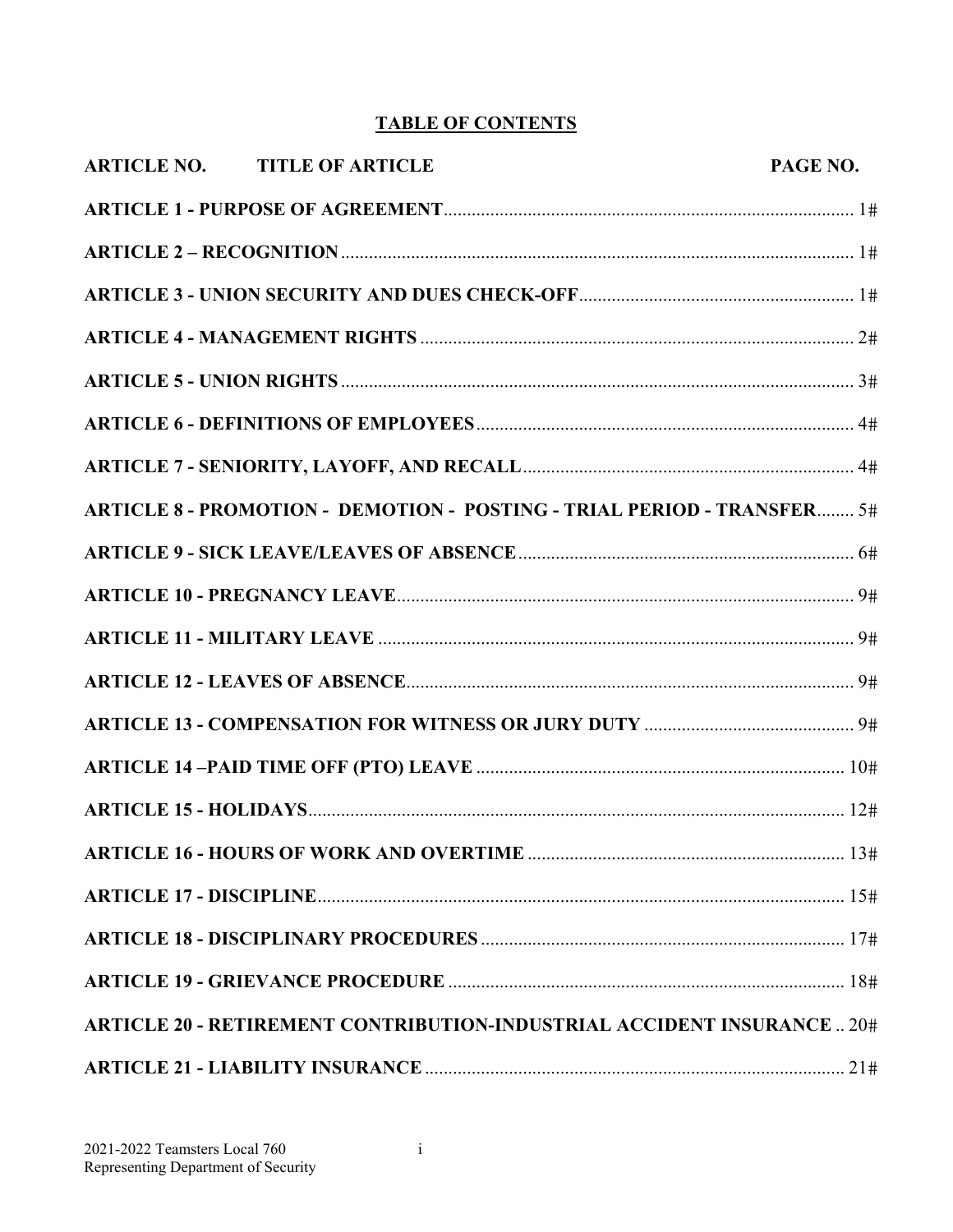## TABLE OF CONTENTS

| ARTICLE NO. TITLE OF ARTICLE | PAGE NO. |
|---|---|
| **ARTICLE 1 - PURPOSE OF AGREEMENT** | 1# |
| **ARTICLE 2 – RECOGNITION** | 1# |
| **ARTICLE 3 - UNION SECURITY AND DUES CHECK-OFF** | 1# |
| **ARTICLE 4 - MANAGEMENT RIGHTS** | 2# |
| **ARTICLE 5 - UNION RIGHTS** | 3# |
| **ARTICLE 6 - DEFINITIONS OF EMPLOYEES** | 4# |
| **ARTICLE 7 - SENIORITY, LAYOFF, AND RECALL** | 4# |
| **ARTICLE 8 - PROMOTION - DEMOTION - POSTING - TRIAL PERIOD - TRANSFER** | 5# |
| **ARTICLE 9 - SICK LEAVE/LEAVES OF ABSENCE** | 6# |
| **ARTICLE 10 - PREGNANCY LEAVE** | 9# |
| **ARTICLE 11 - MILITARY LEAVE** | 9# |
| **ARTICLE 12 - LEAVES OF ABSENCE** | 9# |
| **ARTICLE 13 - COMPENSATION FOR WITNESS OR JURY DUTY** | 9# |
| **ARTICLE 14 –PAID TIME OFF (PTO) LEAVE** | 10# |
| **ARTICLE 15 - HOLIDAYS** | 12# |
| **ARTICLE 16 - HOURS OF WORK AND OVERTIME** | 13# |
| **ARTICLE 17 - DISCIPLINE** | 15# |
| **ARTICLE 18 - DISCIPLINARY PROCEDURES** | 17# |
| **ARTICLE 19 - GRIEVANCE PROCEDURE** | 18# |
| **ARTICLE 20 - RETIREMENT CONTRIBUTION-INDUSTRIAL ACCIDENT INSURANCE** | 20# |
| **ARTICLE 21 - LIABILITY INSURANCE** | 21# |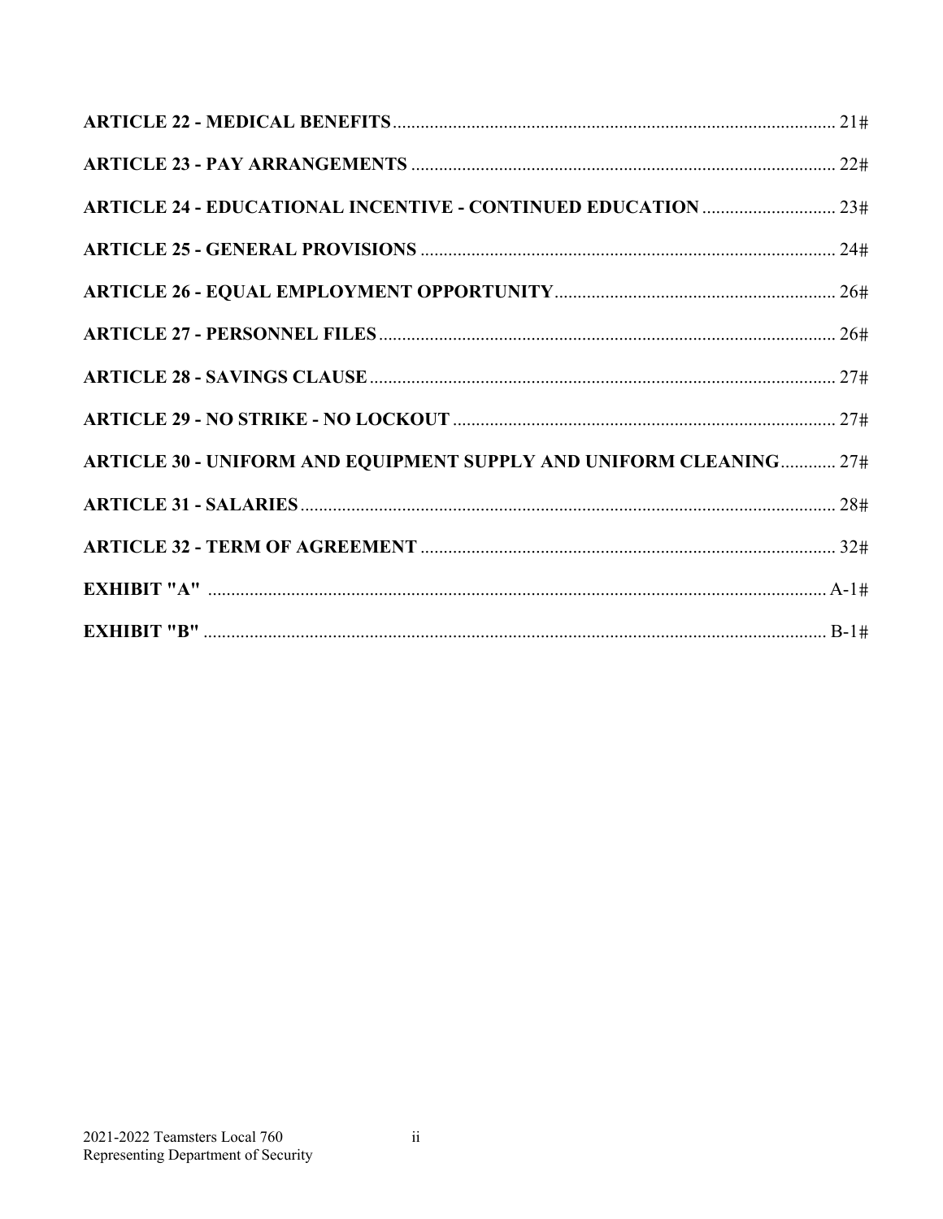**ARTICLE 22 - MEDICAL BENEFITS** ................................................................................................ 21#

**ARTICLE 23 - PAY ARRANGEMENTS** ........................................................................................... 22#

**ARTICLE 24 - EDUCATIONAL INCENTIVE - CONTINUED EDUCATION** ............................. 23#

**ARTICLE 25 - GENERAL PROVISIONS** ......................................................................................... 24#

**ARTICLE 26 - EQUAL EMPLOYMENT OPPORTUNITY** ............................................................. 26#

**ARTICLE 27 - PERSONNEL FILES** .................................................................................................. 26#

**ARTICLE 28 - SAVINGS CLAUSE** .................................................................................................... 27#

**ARTICLE 29 - NO STRIKE - NO LOCKOUT** ................................................................................... 27#

**ARTICLE 30 - UNIFORM AND EQUIPMENT SUPPLY AND UNIFORM CLEANING** ............ 27#

**ARTICLE 31 - SALARIES** ................................................................................................................... 28#

**ARTICLE 32 - TERM OF AGREEMENT** ......................................................................................... 32#

**EXHIBIT "A"** ........................................................................................................................................ A-1#

**EXHIBIT "B"** ........................................................................................................................................ B-1#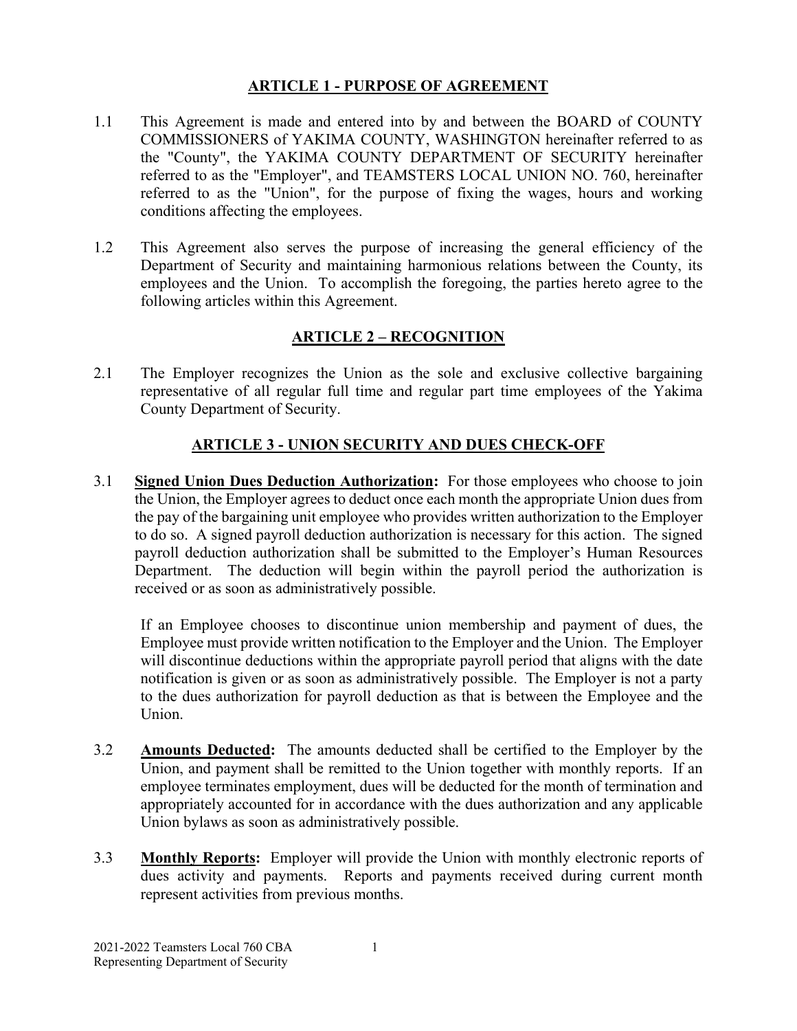## ARTICLE 1 - PURPOSE OF AGREEMENT

1.1 This Agreement is made and entered into by and between the BOARD of COUNTY COMMISSIONERS of YAKIMA COUNTY, WASHINGTON hereinafter referred to as the "County", the YAKIMA COUNTY DEPARTMENT OF SECURITY hereinafter referred to as the "Employer", and TEAMSTERS LOCAL UNION NO. 760, hereinafter referred to as the "Union", for the purpose of fixing the wages, hours and working conditions affecting the employees.

1.2 This Agreement also serves the purpose of increasing the general efficiency of the Department of Security and maintaining harmonious relations between the County, its employees and the Union. To accomplish the foregoing, the parties hereto agree to the following articles within this Agreement.

## ARTICLE 2 – RECOGNITION

2.1 The Employer recognizes the Union as the sole and exclusive collective bargaining representative of all regular full time and regular part time employees of the Yakima County Department of Security.

## ARTICLE 3 - UNION SECURITY AND DUES CHECK-OFF

3.1 **Signed Union Dues Deduction Authorization:** For those employees who choose to join the Union, the Employer agrees to deduct once each month the appropriate Union dues from the pay of the bargaining unit employee who provides written authorization to the Employer to do so. A signed payroll deduction authorization is necessary for this action. The signed payroll deduction authorization shall be submitted to the Employer's Human Resources Department. The deduction will begin within the payroll period the authorization is received or as soon as administratively possible.

If an Employee chooses to discontinue union membership and payment of dues, the Employee must provide written notification to the Employer and the Union. The Employer will discontinue deductions within the appropriate payroll period that aligns with the date notification is given or as soon as administratively possible. The Employer is not a party to the dues authorization for payroll deduction as that is between the Employee and the Union.

3.2 **Amounts Deducted:** The amounts deducted shall be certified to the Employer by the Union, and payment shall be remitted to the Union together with monthly reports. If an employee terminates employment, dues will be deducted for the month of termination and appropriately accounted for in accordance with the dues authorization and any applicable Union bylaws as soon as administratively possible.

3.3 **Monthly Reports:** Employer will provide the Union with monthly electronic reports of dues activity and payments. Reports and payments received during current month represent activities from previous months.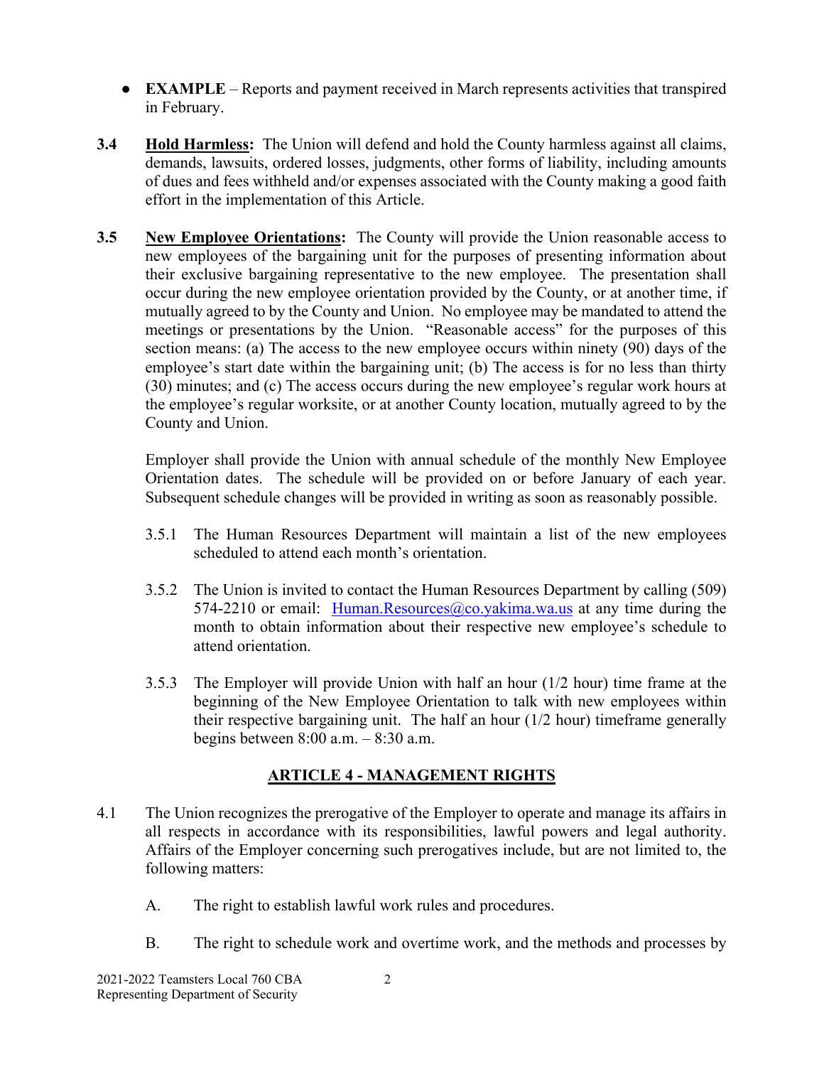- **EXAMPLE** – Reports and payment received in March represents activities that transpired in February.

**3.4** **Hold Harmless:** The Union will defend and hold the County harmless against all claims, demands, lawsuits, ordered losses, judgments, other forms of liability, including amounts of dues and fees withheld and/or expenses associated with the County making a good faith effort in the implementation of this Article.

**3.5** **New Employee Orientations:** The County will provide the Union reasonable access to new employees of the bargaining unit for the purposes of presenting information about their exclusive bargaining representative to the new employee. The presentation shall occur during the new employee orientation provided by the County, or at another time, if mutually agreed to by the County and Union. No employee may be mandated to attend the meetings or presentations by the Union. "Reasonable access" for the purposes of this section means: (a) The access to the new employee occurs within ninety (90) days of the employee's start date within the bargaining unit; (b) The access is for no less than thirty (30) minutes; and (c) The access occurs during the new employee's regular work hours at the employee's regular worksite, or at another County location, mutually agreed to by the County and Union.

Employer shall provide the Union with annual schedule of the monthly New Employee Orientation dates. The schedule will be provided on or before January of each year. Subsequent schedule changes will be provided in writing as soon as reasonably possible.

3.5.1 The Human Resources Department will maintain a list of the new employees scheduled to attend each month's orientation.

3.5.2 The Union is invited to contact the Human Resources Department by calling (509) 574-2210 or email: Human.Resources@co.yakima.wa.us at any time during the month to obtain information about their respective new employee's schedule to attend orientation.

3.5.3 The Employer will provide Union with half an hour (1/2 hour) time frame at the beginning of the New Employee Orientation to talk with new employees within their respective bargaining unit. The half an hour (1/2 hour) timeframe generally begins between 8:00 a.m. – 8:30 a.m.

## ARTICLE 4 - MANAGEMENT RIGHTS

4.1 The Union recognizes the prerogative of the Employer to operate and manage its affairs in all respects in accordance with its responsibilities, lawful powers and legal authority. Affairs of the Employer concerning such prerogatives include, but are not limited to, the following matters:

A. The right to establish lawful work rules and procedures.

B. The right to schedule work and overtime work, and the methods and processes by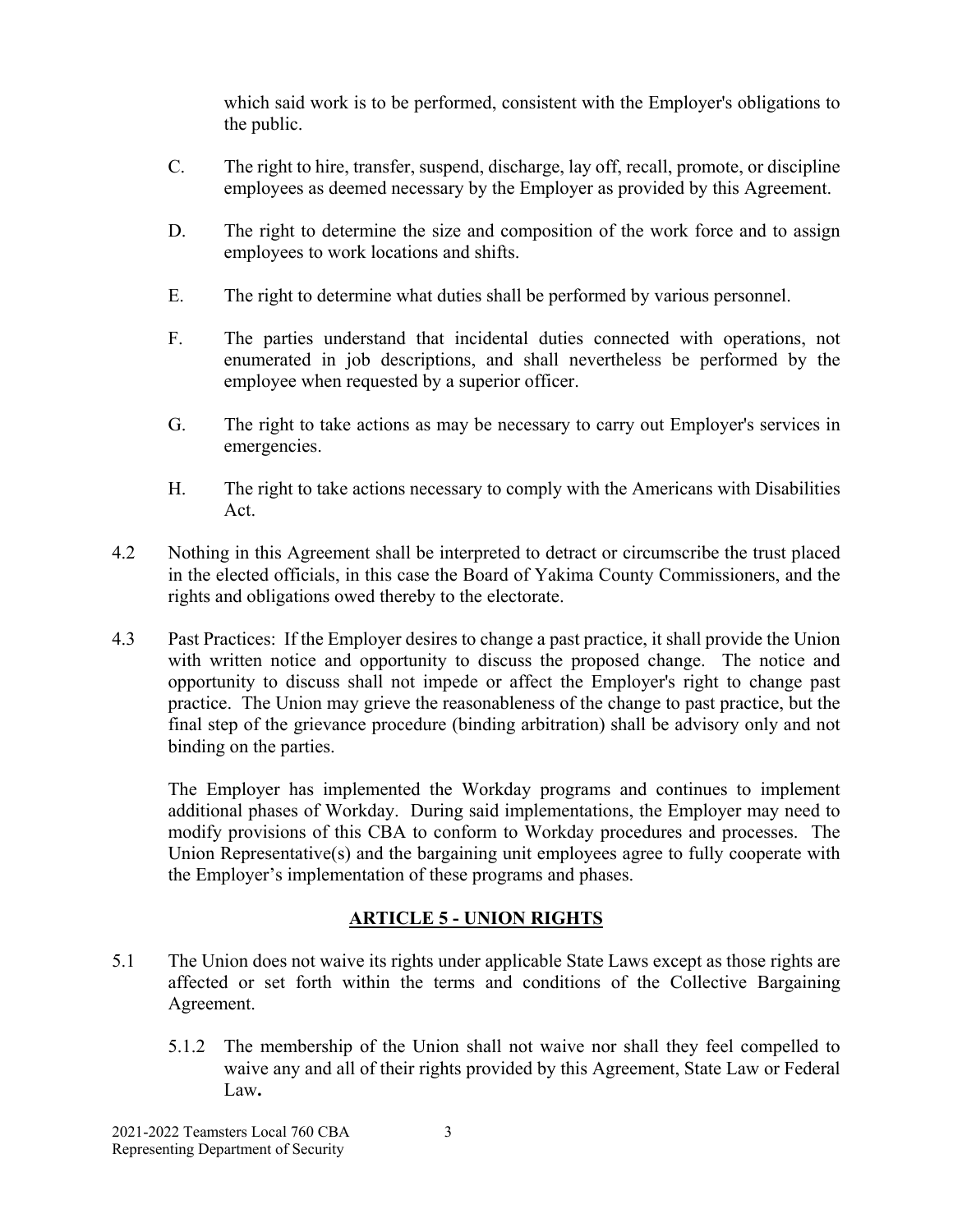which said work is to be performed, consistent with the Employer's obligations to the public.

C. The right to hire, transfer, suspend, discharge, lay off, recall, promote, or discipline employees as deemed necessary by the Employer as provided by this Agreement.

D. The right to determine the size and composition of the work force and to assign employees to work locations and shifts.

E. The right to determine what duties shall be performed by various personnel.

F. The parties understand that incidental duties connected with operations, not enumerated in job descriptions, and shall nevertheless be performed by the employee when requested by a superior officer.

G. The right to take actions as may be necessary to carry out Employer's services in emergencies.

H. The right to take actions necessary to comply with the Americans with Disabilities Act.

4.2 Nothing in this Agreement shall be interpreted to detract or circumscribe the trust placed in the elected officials, in this case the Board of Yakima County Commissioners, and the rights and obligations owed thereby to the electorate.

4.3 Past Practices: If the Employer desires to change a past practice, it shall provide the Union with written notice and opportunity to discuss the proposed change. The notice and opportunity to discuss shall not impede or affect the Employer's right to change past practice. The Union may grieve the reasonableness of the change to past practice, but the final step of the grievance procedure (binding arbitration) shall be advisory only and not binding on the parties.

The Employer has implemented the Workday programs and continues to implement additional phases of Workday. During said implementations, the Employer may need to modify provisions of this CBA to conform to Workday procedures and processes. The Union Representative(s) and the bargaining unit employees agree to fully cooperate with the Employer's implementation of these programs and phases.

## ARTICLE 5 - UNION RIGHTS

5.1 The Union does not waive its rights under applicable State Laws except as those rights are affected or set forth within the terms and conditions of the Collective Bargaining Agreement.

5.1.2 The membership of the Union shall not waive nor shall they feel compelled to waive any and all of their rights provided by this Agreement, State Law or Federal Law**.**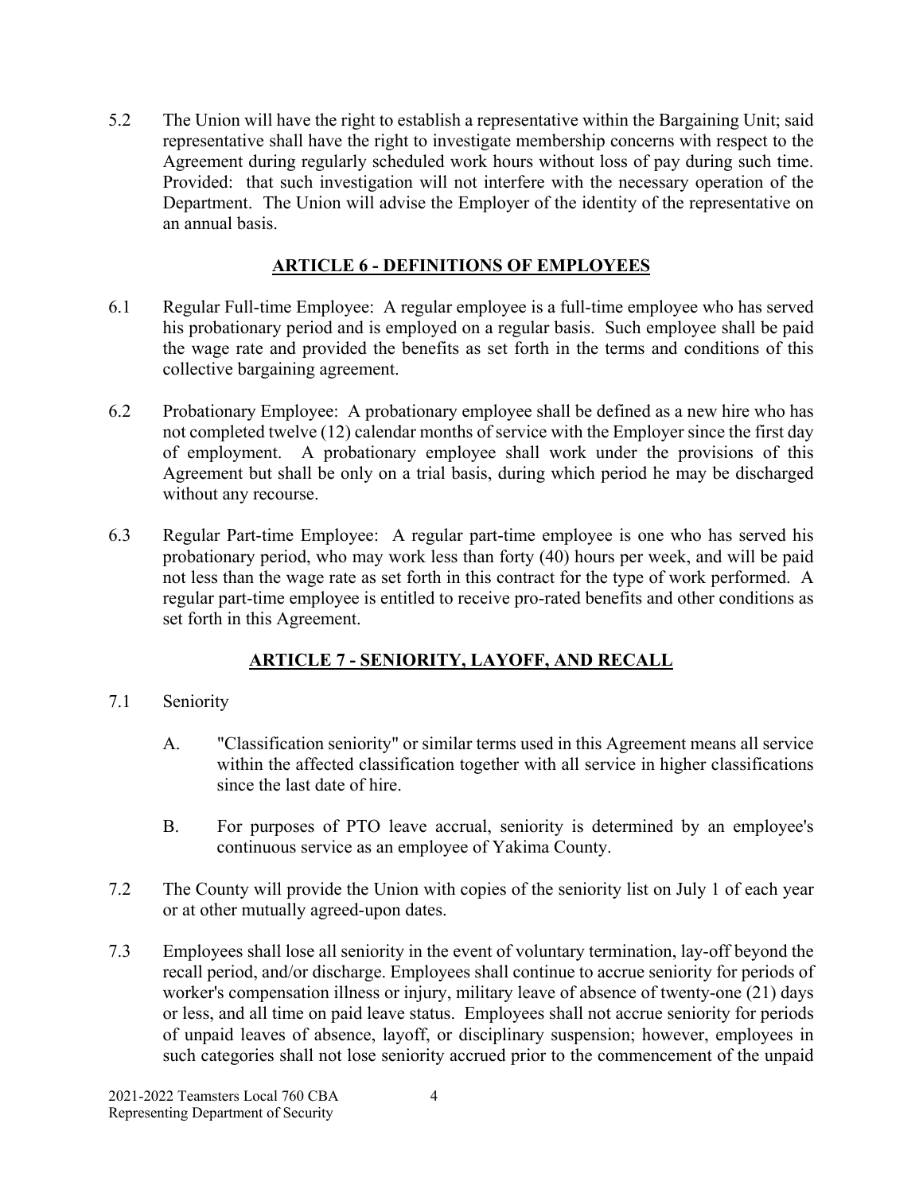5.2 The Union will have the right to establish a representative within the Bargaining Unit; said representative shall have the right to investigate membership concerns with respect to the Agreement during regularly scheduled work hours without loss of pay during such time. Provided: that such investigation will not interfere with the necessary operation of the Department. The Union will advise the Employer of the identity of the representative on an annual basis.

## ARTICLE 6 - DEFINITIONS OF EMPLOYEES

6.1 Regular Full-time Employee: A regular employee is a full-time employee who has served his probationary period and is employed on a regular basis. Such employee shall be paid the wage rate and provided the benefits as set forth in the terms and conditions of this collective bargaining agreement.

6.2 Probationary Employee: A probationary employee shall be defined as a new hire who has not completed twelve (12) calendar months of service with the Employer since the first day of employment. A probationary employee shall work under the provisions of this Agreement but shall be only on a trial basis, during which period he may be discharged without any recourse.

6.3 Regular Part-time Employee: A regular part-time employee is one who has served his probationary period, who may work less than forty (40) hours per week, and will be paid not less than the wage rate as set forth in this contract for the type of work performed. A regular part-time employee is entitled to receive pro-rated benefits and other conditions as set forth in this Agreement.

## ARTICLE 7 - SENIORITY, LAYOFF, AND RECALL

7.1 Seniority

A. "Classification seniority" or similar terms used in this Agreement means all service within the affected classification together with all service in higher classifications since the last date of hire.

B. For purposes of PTO leave accrual, seniority is determined by an employee's continuous service as an employee of Yakima County.

7.2 The County will provide the Union with copies of the seniority list on July 1 of each year or at other mutually agreed-upon dates.

7.3 Employees shall lose all seniority in the event of voluntary termination, lay-off beyond the recall period, and/or discharge. Employees shall continue to accrue seniority for periods of worker's compensation illness or injury, military leave of absence of twenty-one (21) days or less, and all time on paid leave status. Employees shall not accrue seniority for periods of unpaid leaves of absence, layoff, or disciplinary suspension; however, employees in such categories shall not lose seniority accrued prior to the commencement of the unpaid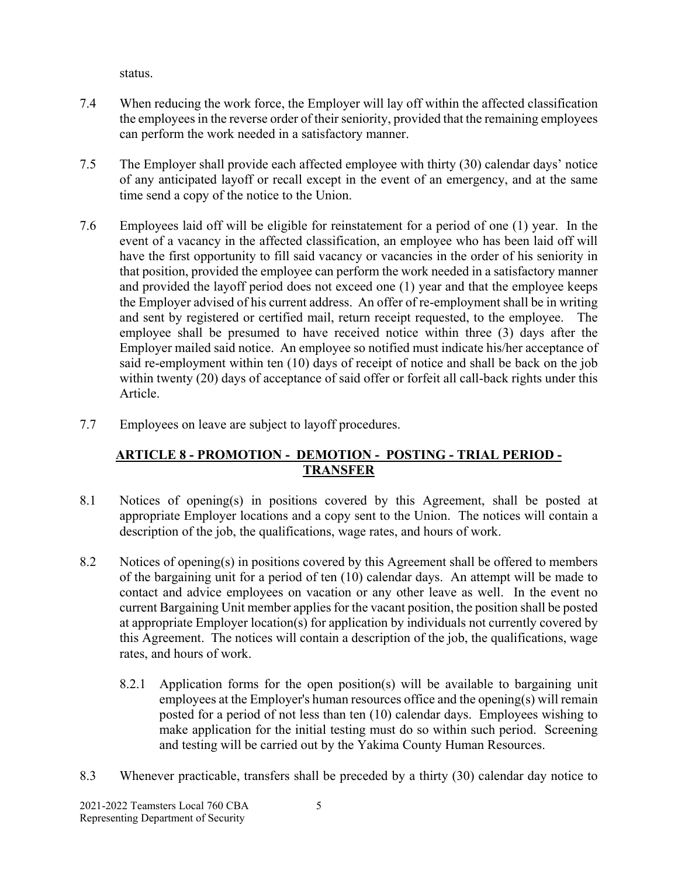status.

7.4 When reducing the work force, the Employer will lay off within the affected classification the employees in the reverse order of their seniority, provided that the remaining employees can perform the work needed in a satisfactory manner.

7.5 The Employer shall provide each affected employee with thirty (30) calendar days' notice of any anticipated layoff or recall except in the event of an emergency, and at the same time send a copy of the notice to the Union.

7.6 Employees laid off will be eligible for reinstatement for a period of one (1) year. In the event of a vacancy in the affected classification, an employee who has been laid off will have the first opportunity to fill said vacancy or vacancies in the order of his seniority in that position, provided the employee can perform the work needed in a satisfactory manner and provided the layoff period does not exceed one (1) year and that the employee keeps the Employer advised of his current address. An offer of re-employment shall be in writing and sent by registered or certified mail, return receipt requested, to the employee. The employee shall be presumed to have received notice within three (3) days after the Employer mailed said notice. An employee so notified must indicate his/her acceptance of said re-employment within ten (10) days of receipt of notice and shall be back on the job within twenty (20) days of acceptance of said offer or forfeit all call-back rights under this Article.

7.7 Employees on leave are subject to layoff procedures.

## ARTICLE 8 - PROMOTION - DEMOTION - POSTING - TRIAL PERIOD - TRANSFER

8.1 Notices of opening(s) in positions covered by this Agreement, shall be posted at appropriate Employer locations and a copy sent to the Union. The notices will contain a description of the job, the qualifications, wage rates, and hours of work.

8.2 Notices of opening(s) in positions covered by this Agreement shall be offered to members of the bargaining unit for a period of ten (10) calendar days. An attempt will be made to contact and advice employees on vacation or any other leave as well. In the event no current Bargaining Unit member applies for the vacant position, the position shall be posted at appropriate Employer location(s) for application by individuals not currently covered by this Agreement. The notices will contain a description of the job, the qualifications, wage rates, and hours of work.

8.2.1 Application forms for the open position(s) will be available to bargaining unit employees at the Employer's human resources office and the opening(s) will remain posted for a period of not less than ten (10) calendar days. Employees wishing to make application for the initial testing must do so within such period. Screening and testing will be carried out by the Yakima County Human Resources.

8.3 Whenever practicable, transfers shall be preceded by a thirty (30) calendar day notice to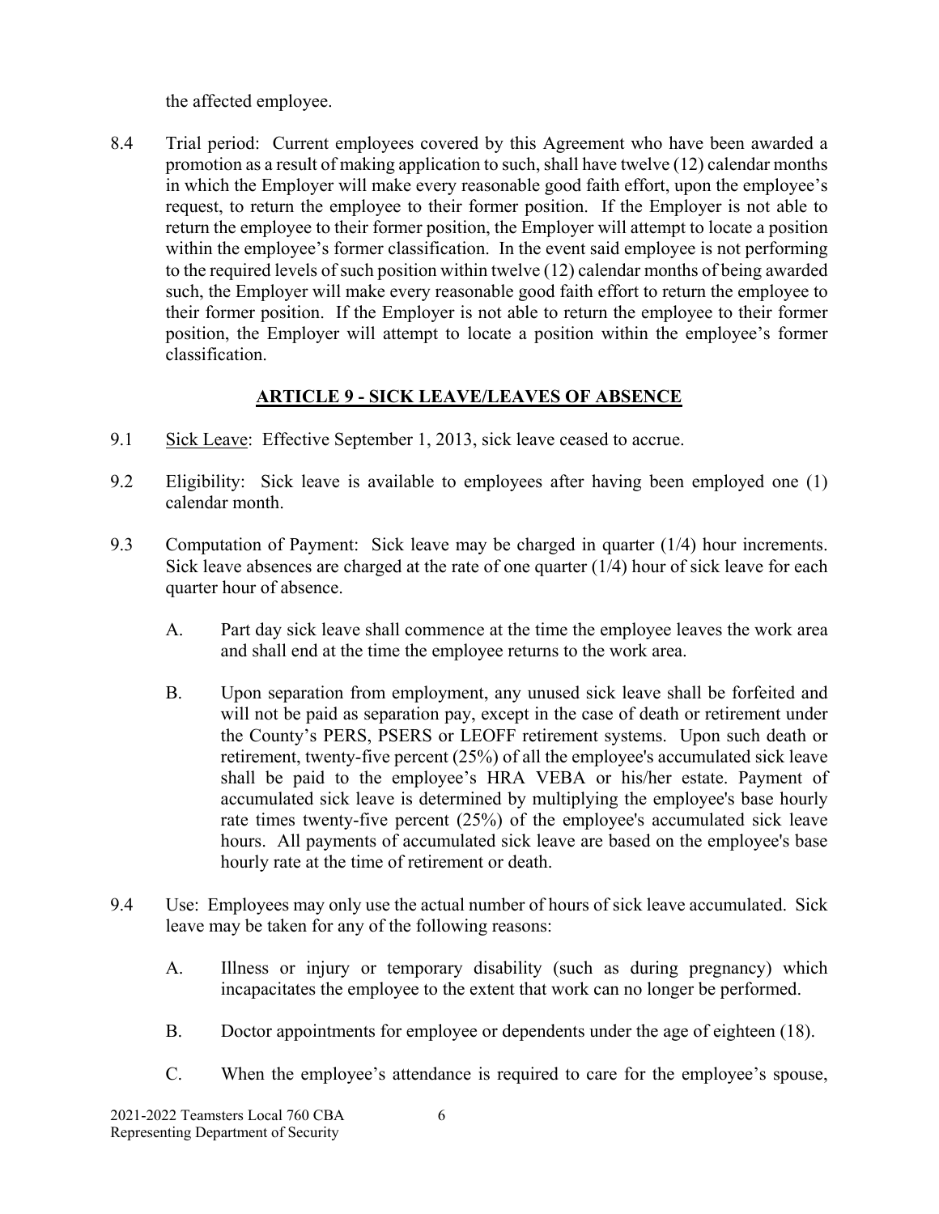the affected employee.

8.4 Trial period: Current employees covered by this Agreement who have been awarded a promotion as a result of making application to such, shall have twelve (12) calendar months in which the Employer will make every reasonable good faith effort, upon the employee's request, to return the employee to their former position. If the Employer is not able to return the employee to their former position, the Employer will attempt to locate a position within the employee's former classification. In the event said employee is not performing to the required levels of such position within twelve (12) calendar months of being awarded such, the Employer will make every reasonable good faith effort to return the employee to their former position. If the Employer is not able to return the employee to their former position, the Employer will attempt to locate a position within the employee's former classification.

## ARTICLE 9 - SICK LEAVE/LEAVES OF ABSENCE

9.1 Sick Leave: Effective September 1, 2013, sick leave ceased to accrue.

9.2 Eligibility: Sick leave is available to employees after having been employed one (1) calendar month.

9.3 Computation of Payment: Sick leave may be charged in quarter (1/4) hour increments. Sick leave absences are charged at the rate of one quarter (1/4) hour of sick leave for each quarter hour of absence.

A. Part day sick leave shall commence at the time the employee leaves the work area and shall end at the time the employee returns to the work area.

B. Upon separation from employment, any unused sick leave shall be forfeited and will not be paid as separation pay, except in the case of death or retirement under the County's PERS, PSERS or LEOFF retirement systems. Upon such death or retirement, twenty-five percent (25%) of all the employee's accumulated sick leave shall be paid to the employee's HRA VEBA or his/her estate. Payment of accumulated sick leave is determined by multiplying the employee's base hourly rate times twenty-five percent (25%) of the employee's accumulated sick leave hours. All payments of accumulated sick leave are based on the employee's base hourly rate at the time of retirement or death.

9.4 Use: Employees may only use the actual number of hours of sick leave accumulated. Sick leave may be taken for any of the following reasons:

A. Illness or injury or temporary disability (such as during pregnancy) which incapacitates the employee to the extent that work can no longer be performed.

B. Doctor appointments for employee or dependents under the age of eighteen (18).

C. When the employee's attendance is required to care for the employee's spouse,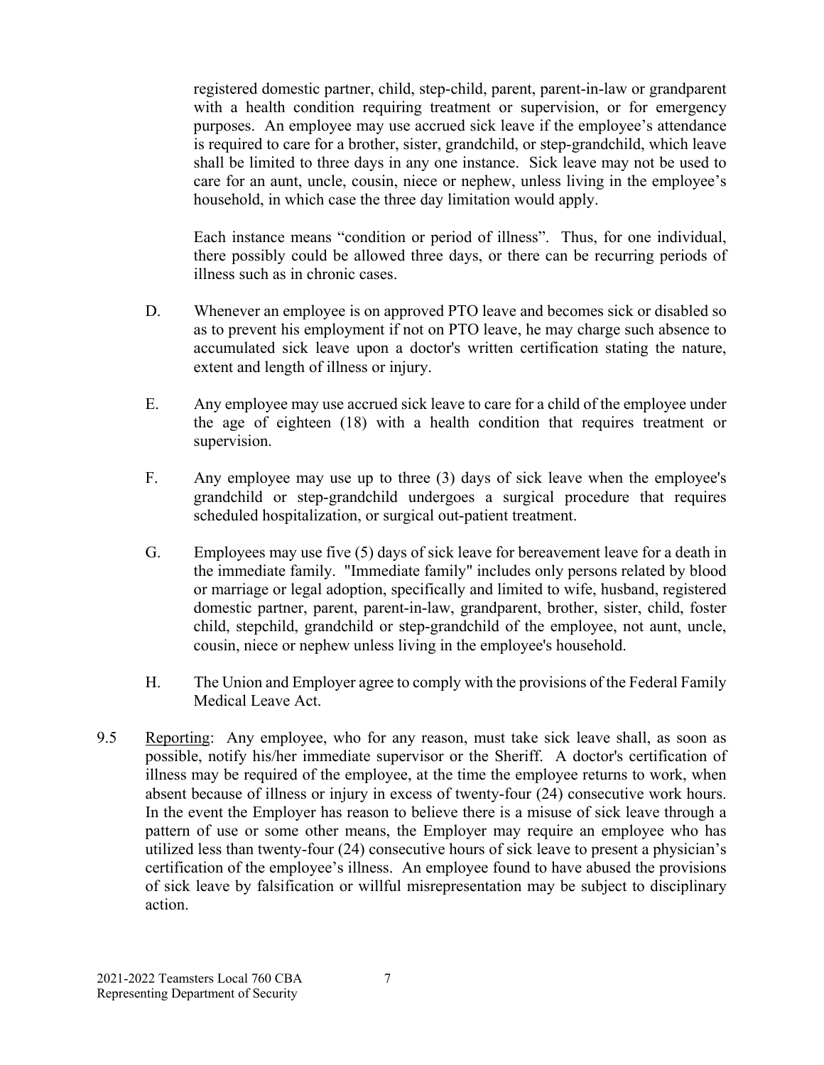registered domestic partner, child, step-child, parent, parent-in-law or grandparent with a health condition requiring treatment or supervision, or for emergency purposes. An employee may use accrued sick leave if the employee's attendance is required to care for a brother, sister, grandchild, or step-grandchild, which leave shall be limited to three days in any one instance. Sick leave may not be used to care for an aunt, uncle, cousin, niece or nephew, unless living in the employee's household, in which case the three day limitation would apply.

Each instance means "condition or period of illness". Thus, for one individual, there possibly could be allowed three days, or there can be recurring periods of illness such as in chronic cases.

D. Whenever an employee is on approved PTO leave and becomes sick or disabled so as to prevent his employment if not on PTO leave, he may charge such absence to accumulated sick leave upon a doctor's written certification stating the nature, extent and length of illness or injury.

E. Any employee may use accrued sick leave to care for a child of the employee under the age of eighteen (18) with a health condition that requires treatment or supervision.

F. Any employee may use up to three (3) days of sick leave when the employee's grandchild or step-grandchild undergoes a surgical procedure that requires scheduled hospitalization, or surgical out-patient treatment.

G. Employees may use five (5) days of sick leave for bereavement leave for a death in the immediate family. "Immediate family" includes only persons related by blood or marriage or legal adoption, specifically and limited to wife, husband, registered domestic partner, parent, parent-in-law, grandparent, brother, sister, child, foster child, stepchild, grandchild or step-grandchild of the employee, not aunt, uncle, cousin, niece or nephew unless living in the employee's household.

H. The Union and Employer agree to comply with the provisions of the Federal Family Medical Leave Act.

9.5 Reporting: Any employee, who for any reason, must take sick leave shall, as soon as possible, notify his/her immediate supervisor or the Sheriff. A doctor's certification of illness may be required of the employee, at the time the employee returns to work, when absent because of illness or injury in excess of twenty-four (24) consecutive work hours. In the event the Employer has reason to believe there is a misuse of sick leave through a pattern of use or some other means, the Employer may require an employee who has utilized less than twenty-four (24) consecutive hours of sick leave to present a physician's certification of the employee's illness. An employee found to have abused the provisions of sick leave by falsification or willful misrepresentation may be subject to disciplinary action.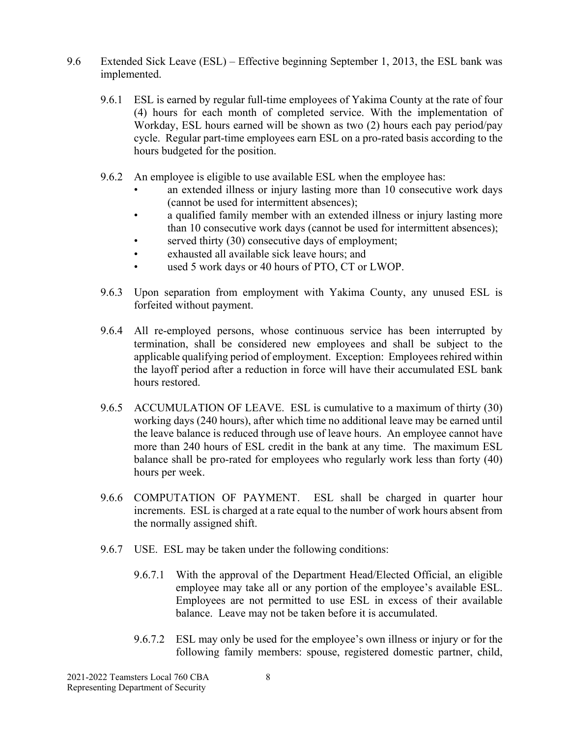9.6 Extended Sick Leave (ESL) – Effective beginning September 1, 2013, the ESL bank was implemented.

9.6.1 ESL is earned by regular full-time employees of Yakima County at the rate of four (4) hours for each month of completed service. With the implementation of Workday, ESL hours earned will be shown as two (2) hours each pay period/pay cycle. Regular part-time employees earn ESL on a pro-rated basis according to the hours budgeted for the position.

9.6.2 An employee is eligible to use available ESL when the employee has:

- an extended illness or injury lasting more than 10 consecutive work days (cannot be used for intermittent absences);
- a qualified family member with an extended illness or injury lasting more than 10 consecutive work days (cannot be used for intermittent absences);
- served thirty (30) consecutive days of employment;
- exhausted all available sick leave hours; and
- used 5 work days or 40 hours of PTO, CT or LWOP.

9.6.3 Upon separation from employment with Yakima County, any unused ESL is forfeited without payment.

9.6.4 All re-employed persons, whose continuous service has been interrupted by termination, shall be considered new employees and shall be subject to the applicable qualifying period of employment. Exception: Employees rehired within the layoff period after a reduction in force will have their accumulated ESL bank hours restored.

9.6.5 ACCUMULATION OF LEAVE. ESL is cumulative to a maximum of thirty (30) working days (240 hours), after which time no additional leave may be earned until the leave balance is reduced through use of leave hours. An employee cannot have more than 240 hours of ESL credit in the bank at any time. The maximum ESL balance shall be pro-rated for employees who regularly work less than forty (40) hours per week.

9.6.6 COMPUTATION OF PAYMENT. ESL shall be charged in quarter hour increments. ESL is charged at a rate equal to the number of work hours absent from the normally assigned shift.

9.6.7 USE. ESL may be taken under the following conditions:

9.6.7.1 With the approval of the Department Head/Elected Official, an eligible employee may take all or any portion of the employee's available ESL. Employees are not permitted to use ESL in excess of their available balance. Leave may not be taken before it is accumulated.

9.6.7.2 ESL may only be used for the employee's own illness or injury or for the following family members: spouse, registered domestic partner, child,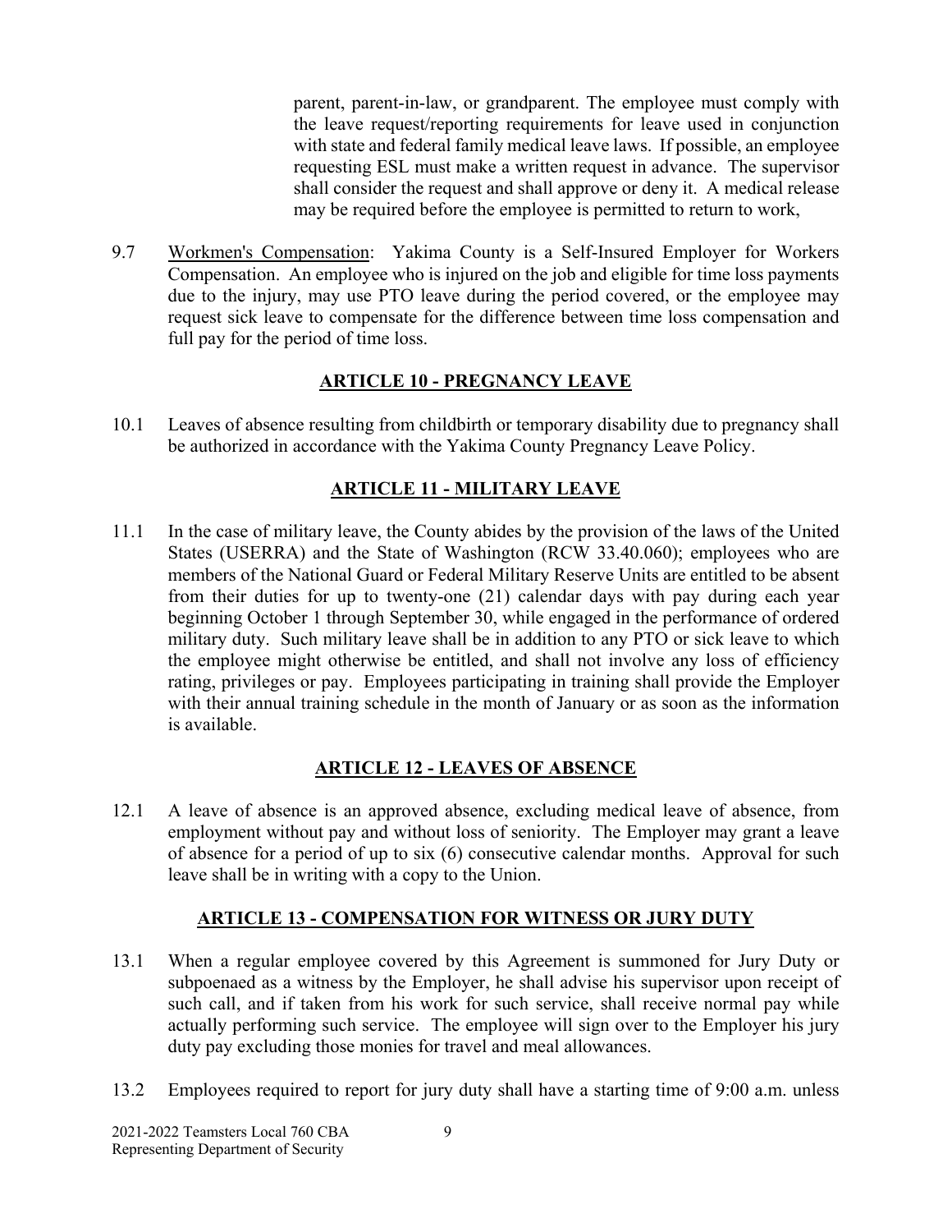parent, parent-in-law, or grandparent. The employee must comply with the leave request/reporting requirements for leave used in conjunction with state and federal family medical leave laws. If possible, an employee requesting ESL must make a written request in advance. The supervisor shall consider the request and shall approve or deny it. A medical release may be required before the employee is permitted to return to work,

9.7 Workmen's Compensation: Yakima County is a Self-Insured Employer for Workers Compensation. An employee who is injured on the job and eligible for time loss payments due to the injury, may use PTO leave during the period covered, or the employee may request sick leave to compensate for the difference between time loss compensation and full pay for the period of time loss.

## ARTICLE 10 - PREGNANCY LEAVE

10.1 Leaves of absence resulting from childbirth or temporary disability due to pregnancy shall be authorized in accordance with the Yakima County Pregnancy Leave Policy.

## ARTICLE 11 - MILITARY LEAVE

11.1 In the case of military leave, the County abides by the provision of the laws of the United States (USERRA) and the State of Washington (RCW 33.40.060); employees who are members of the National Guard or Federal Military Reserve Units are entitled to be absent from their duties for up to twenty-one (21) calendar days with pay during each year beginning October 1 through September 30, while engaged in the performance of ordered military duty. Such military leave shall be in addition to any PTO or sick leave to which the employee might otherwise be entitled, and shall not involve any loss of efficiency rating, privileges or pay. Employees participating in training shall provide the Employer with their annual training schedule in the month of January or as soon as the information is available.

## ARTICLE 12 - LEAVES OF ABSENCE

12.1 A leave of absence is an approved absence, excluding medical leave of absence, from employment without pay and without loss of seniority. The Employer may grant a leave of absence for a period of up to six (6) consecutive calendar months. Approval for such leave shall be in writing with a copy to the Union.

## ARTICLE 13 - COMPENSATION FOR WITNESS OR JURY DUTY

13.1 When a regular employee covered by this Agreement is summoned for Jury Duty or subpoenaed as a witness by the Employer, he shall advise his supervisor upon receipt of such call, and if taken from his work for such service, shall receive normal pay while actually performing such service. The employee will sign over to the Employer his jury duty pay excluding those monies for travel and meal allowances.

13.2 Employees required to report for jury duty shall have a starting time of 9:00 a.m. unless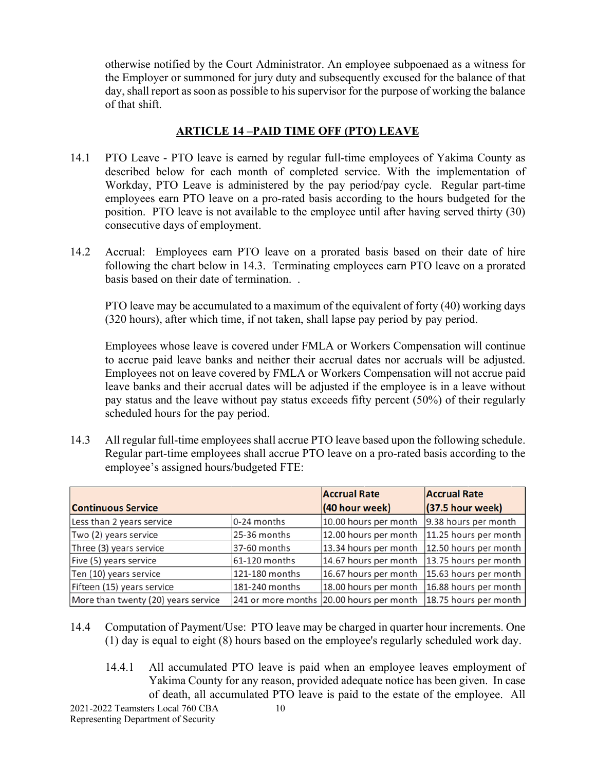otherwise notified by the Court Administrator. An employee subpoenaed as a witness for the Employer or summoned for jury duty and subsequently excused for the balance of that day, shall report as soon as possible to his supervisor for the purpose of working the balance of that shift.

## ARTICLE 14 –PAID TIME OFF (PTO) LEAVE

14.1 PTO Leave - PTO leave is earned by regular full-time employees of Yakima County as described below for each month of completed service. With the implementation of Workday, PTO Leave is administered by the pay period/pay cycle. Regular part-time employees earn PTO leave on a pro-rated basis according to the hours budgeted for the position. PTO leave is not available to the employee until after having served thirty (30) consecutive days of employment.

14.2 Accrual: Employees earn PTO leave on a prorated basis based on their date of hire following the chart below in 14.3. Terminating employees earn PTO leave on a prorated basis based on their date of termination. .

PTO leave may be accumulated to a maximum of the equivalent of forty (40) working days (320 hours), after which time, if not taken, shall lapse pay period by pay period.

Employees whose leave is covered under FMLA or Workers Compensation will continue to accrue paid leave banks and neither their accrual dates nor accruals will be adjusted. Employees not on leave covered by FMLA or Workers Compensation will not accrue paid leave banks and their accrual dates will be adjusted if the employee is in a leave without pay status and the leave without pay status exceeds fifty percent (50%) of their regularly scheduled hours for the pay period.

14.3 All regular full-time employees shall accrue PTO leave based upon the following schedule. Regular part-time employees shall accrue PTO leave on a pro-rated basis according to the employee's assigned hours/budgeted FTE:

| Continuous Service | | Accrual Rate (40 hour week) | Accrual Rate (37.5 hour week) |
|---|---|---|---|
| Less than 2 years service | 0-24 months | 10.00 hours per month | 9.38 hours per month |
| Two (2) years service | 25-36 months | 12.00 hours per month | 11.25 hours per month |
| Three (3) years service | 37-60 months | 13.34 hours per month | 12.50 hours per month |
| Five (5) years service | 61-120 months | 14.67 hours per month | 13.75 hours per month |
| Ten (10) years service | 121-180 months | 16.67 hours per month | 15.63 hours per month |
| Fifteen (15) years service | 181-240 months | 18.00 hours per month | 16.88 hours per month |
| More than twenty (20) years service | 241 or more months | 20.00 hours per month | 18.75 hours per month |

14.4 Computation of Payment/Use: PTO leave may be charged in quarter hour increments. One (1) day is equal to eight (8) hours based on the employee's regularly scheduled work day.

14.4.1 All accumulated PTO leave is paid when an employee leaves employment of Yakima County for any reason, provided adequate notice has been given. In case of death, all accumulated PTO leave is paid to the estate of the employee. All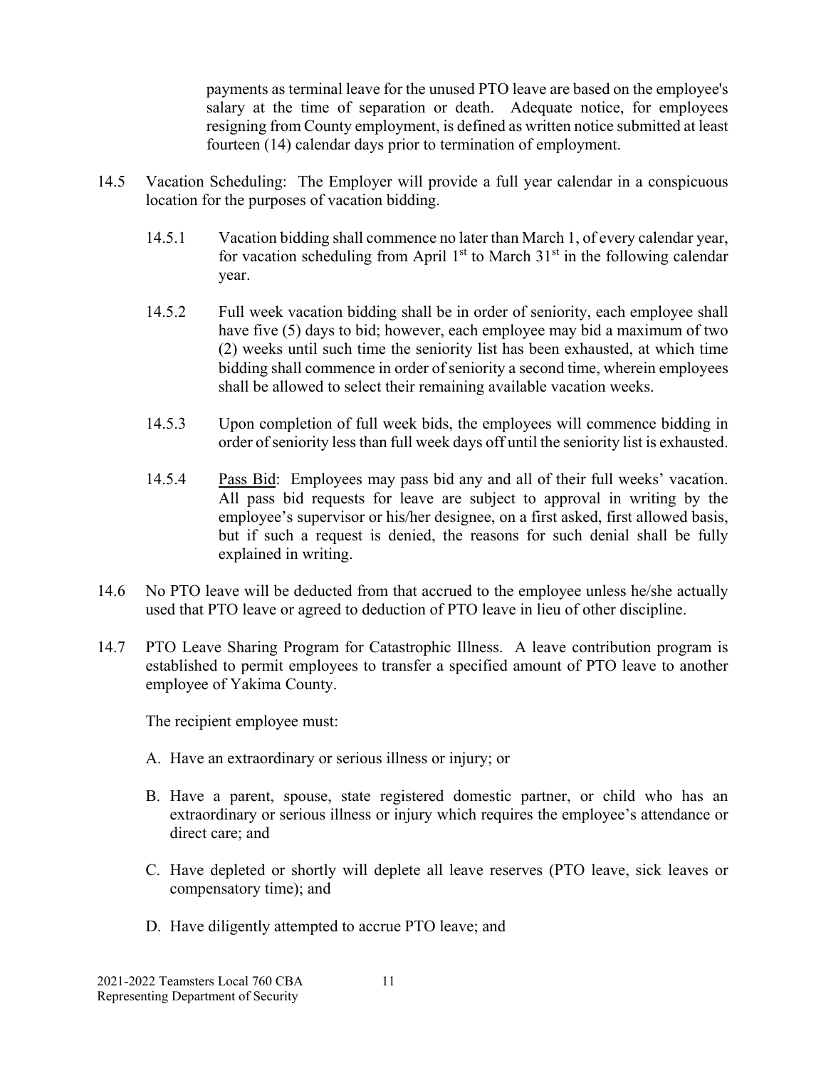payments as terminal leave for the unused PTO leave are based on the employee's salary at the time of separation or death. Adequate notice, for employees resigning from County employment, is defined as written notice submitted at least fourteen (14) calendar days prior to termination of employment.

14.5 Vacation Scheduling: The Employer will provide a full year calendar in a conspicuous location for the purposes of vacation bidding.

14.5.1 Vacation bidding shall commence no later than March 1, of every calendar year, for vacation scheduling from April 1st to March 31st in the following calendar year.

14.5.2 Full week vacation bidding shall be in order of seniority, each employee shall have five (5) days to bid; however, each employee may bid a maximum of two (2) weeks until such time the seniority list has been exhausted, at which time bidding shall commence in order of seniority a second time, wherein employees shall be allowed to select their remaining available vacation weeks.

14.5.3 Upon completion of full week bids, the employees will commence bidding in order of seniority less than full week days off until the seniority list is exhausted.

14.5.4 Pass Bid: Employees may pass bid any and all of their full weeks' vacation. All pass bid requests for leave are subject to approval in writing by the employee's supervisor or his/her designee, on a first asked, first allowed basis, but if such a request is denied, the reasons for such denial shall be fully explained in writing.

14.6 No PTO leave will be deducted from that accrued to the employee unless he/she actually used that PTO leave or agreed to deduction of PTO leave in lieu of other discipline.

14.7 PTO Leave Sharing Program for Catastrophic Illness. A leave contribution program is established to permit employees to transfer a specified amount of PTO leave to another employee of Yakima County.

The recipient employee must:

A. Have an extraordinary or serious illness or injury; or

B. Have a parent, spouse, state registered domestic partner, or child who has an extraordinary or serious illness or injury which requires the employee's attendance or direct care; and

C. Have depleted or shortly will deplete all leave reserves (PTO leave, sick leaves or compensatory time); and

D. Have diligently attempted to accrue PTO leave; and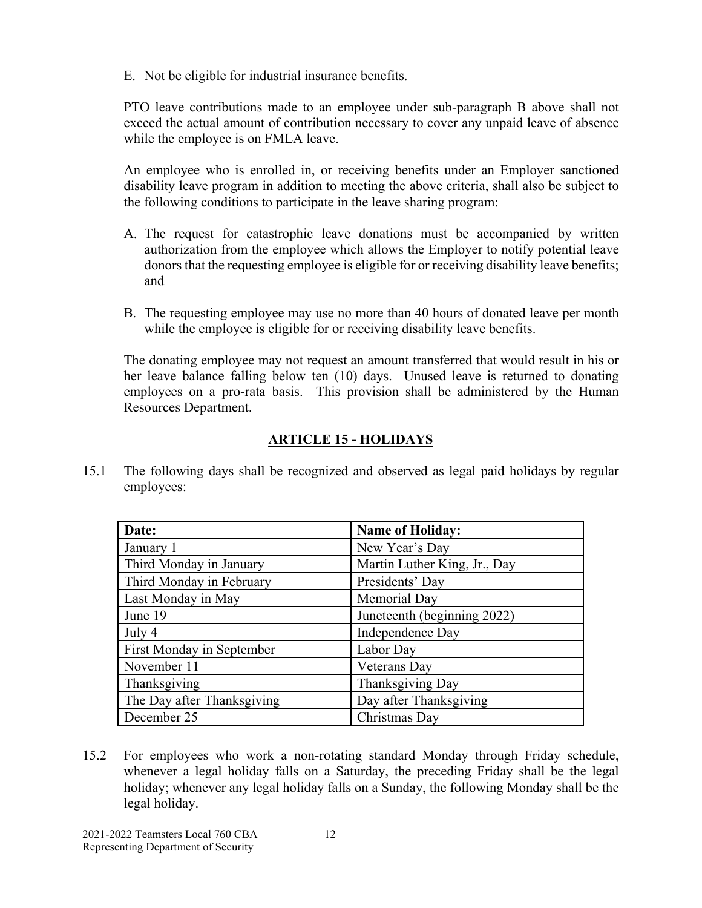E. Not be eligible for industrial insurance benefits.

PTO leave contributions made to an employee under sub-paragraph B above shall not exceed the actual amount of contribution necessary to cover any unpaid leave of absence while the employee is on FMLA leave.

An employee who is enrolled in, or receiving benefits under an Employer sanctioned disability leave program in addition to meeting the above criteria, shall also be subject to the following conditions to participate in the leave sharing program:

A. The request for catastrophic leave donations must be accompanied by written authorization from the employee which allows the Employer to notify potential leave donors that the requesting employee is eligible for or receiving disability leave benefits; and

B. The requesting employee may use no more than 40 hours of donated leave per month while the employee is eligible for or receiving disability leave benefits.

The donating employee may not request an amount transferred that would result in his or her leave balance falling below ten (10) days. Unused leave is returned to donating employees on a pro-rata basis. This provision shall be administered by the Human Resources Department.

## ARTICLE 15 - HOLIDAYS

15.1 The following days shall be recognized and observed as legal paid holidays by regular employees:

| Date: | Name of Holiday: |
|---|---|
| January 1 | New Year's Day |
| Third Monday in January | Martin Luther King, Jr., Day |
| Third Monday in February | Presidents' Day |
| Last Monday in May | Memorial Day |
| June 19 | Juneteenth (beginning 2022) |
| July 4 | Independence Day |
| First Monday in September | Labor Day |
| November 11 | Veterans Day |
| Thanksgiving | Thanksgiving Day |
| The Day after Thanksgiving | Day after Thanksgiving |
| December 25 | Christmas Day |

15.2 For employees who work a non-rotating standard Monday through Friday schedule, whenever a legal holiday falls on a Saturday, the preceding Friday shall be the legal holiday; whenever any legal holiday falls on a Sunday, the following Monday shall be the legal holiday.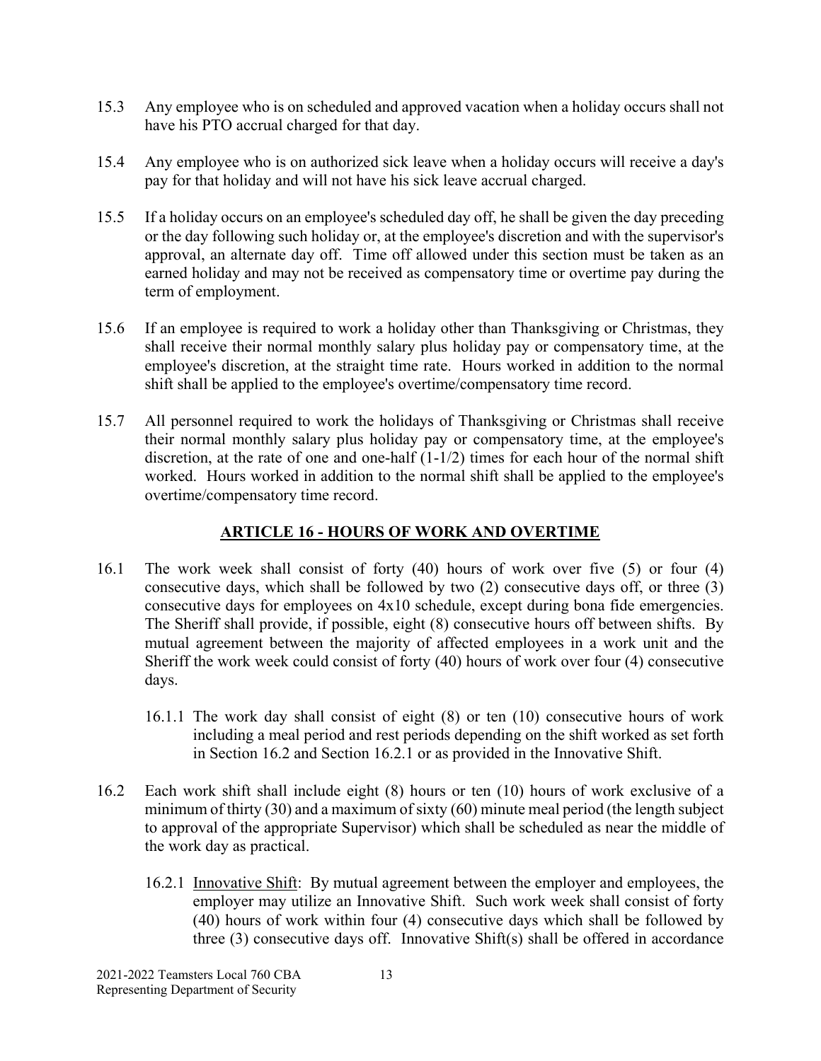15.3 Any employee who is on scheduled and approved vacation when a holiday occurs shall not have his PTO accrual charged for that day.

15.4 Any employee who is on authorized sick leave when a holiday occurs will receive a day's pay for that holiday and will not have his sick leave accrual charged.

15.5 If a holiday occurs on an employee's scheduled day off, he shall be given the day preceding or the day following such holiday or, at the employee's discretion and with the supervisor's approval, an alternate day off. Time off allowed under this section must be taken as an earned holiday and may not be received as compensatory time or overtime pay during the term of employment.

15.6 If an employee is required to work a holiday other than Thanksgiving or Christmas, they shall receive their normal monthly salary plus holiday pay or compensatory time, at the employee's discretion, at the straight time rate. Hours worked in addition to the normal shift shall be applied to the employee's overtime/compensatory time record.

15.7 All personnel required to work the holidays of Thanksgiving or Christmas shall receive their normal monthly salary plus holiday pay or compensatory time, at the employee's discretion, at the rate of one and one-half (1-1/2) times for each hour of the normal shift worked. Hours worked in addition to the normal shift shall be applied to the employee's overtime/compensatory time record.

## ARTICLE 16 - HOURS OF WORK AND OVERTIME

16.1 The work week shall consist of forty (40) hours of work over five (5) or four (4) consecutive days, which shall be followed by two (2) consecutive days off, or three (3) consecutive days for employees on 4x10 schedule, except during bona fide emergencies. The Sheriff shall provide, if possible, eight (8) consecutive hours off between shifts. By mutual agreement between the majority of affected employees in a work unit and the Sheriff the work week could consist of forty (40) hours of work over four (4) consecutive days.

16.1.1 The work day shall consist of eight (8) or ten (10) consecutive hours of work including a meal period and rest periods depending on the shift worked as set forth in Section 16.2 and Section 16.2.1 or as provided in the Innovative Shift.

16.2 Each work shift shall include eight (8) hours or ten (10) hours of work exclusive of a minimum of thirty (30) and a maximum of sixty (60) minute meal period (the length subject to approval of the appropriate Supervisor) which shall be scheduled as near the middle of the work day as practical.

16.2.1 Innovative Shift: By mutual agreement between the employer and employees, the employer may utilize an Innovative Shift. Such work week shall consist of forty (40) hours of work within four (4) consecutive days which shall be followed by three (3) consecutive days off. Innovative Shift(s) shall be offered in accordance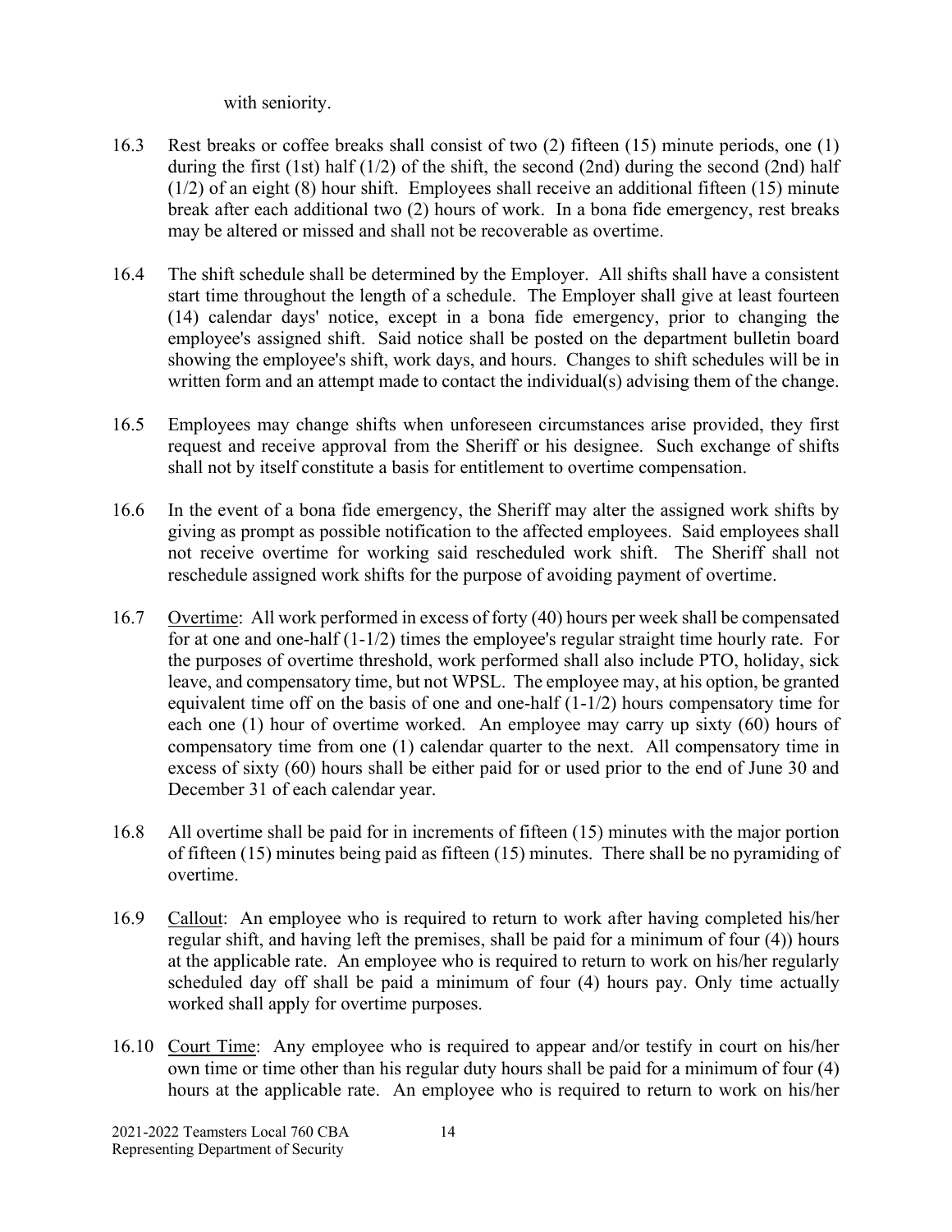with seniority.

16.3 Rest breaks or coffee breaks shall consist of two (2) fifteen (15) minute periods, one (1) during the first (1st) half (1/2) of the shift, the second (2nd) during the second (2nd) half (1/2) of an eight (8) hour shift. Employees shall receive an additional fifteen (15) minute break after each additional two (2) hours of work. In a bona fide emergency, rest breaks may be altered or missed and shall not be recoverable as overtime.

16.4 The shift schedule shall be determined by the Employer. All shifts shall have a consistent start time throughout the length of a schedule. The Employer shall give at least fourteen (14) calendar days' notice, except in a bona fide emergency, prior to changing the employee's assigned shift. Said notice shall be posted on the department bulletin board showing the employee's shift, work days, and hours. Changes to shift schedules will be in written form and an attempt made to contact the individual(s) advising them of the change.

16.5 Employees may change shifts when unforeseen circumstances arise provided, they first request and receive approval from the Sheriff or his designee. Such exchange of shifts shall not by itself constitute a basis for entitlement to overtime compensation.

16.6 In the event of a bona fide emergency, the Sheriff may alter the assigned work shifts by giving as prompt as possible notification to the affected employees. Said employees shall not receive overtime for working said rescheduled work shift. The Sheriff shall not reschedule assigned work shifts for the purpose of avoiding payment of overtime.

16.7 Overtime: All work performed in excess of forty (40) hours per week shall be compensated for at one and one-half (1-1/2) times the employee's regular straight time hourly rate. For the purposes of overtime threshold, work performed shall also include PTO, holiday, sick leave, and compensatory time, but not WPSL. The employee may, at his option, be granted equivalent time off on the basis of one and one-half (1-1/2) hours compensatory time for each one (1) hour of overtime worked. An employee may carry up sixty (60) hours of compensatory time from one (1) calendar quarter to the next. All compensatory time in excess of sixty (60) hours shall be either paid for or used prior to the end of June 30 and December 31 of each calendar year.

16.8 All overtime shall be paid for in increments of fifteen (15) minutes with the major portion of fifteen (15) minutes being paid as fifteen (15) minutes. There shall be no pyramiding of overtime.

16.9 Callout: An employee who is required to return to work after having completed his/her regular shift, and having left the premises, shall be paid for a minimum of four (4)) hours at the applicable rate. An employee who is required to return to work on his/her regularly scheduled day off shall be paid a minimum of four (4) hours pay. Only time actually worked shall apply for overtime purposes.

16.10 Court Time: Any employee who is required to appear and/or testify in court on his/her own time or time other than his regular duty hours shall be paid for a minimum of four (4) hours at the applicable rate. An employee who is required to return to work on his/her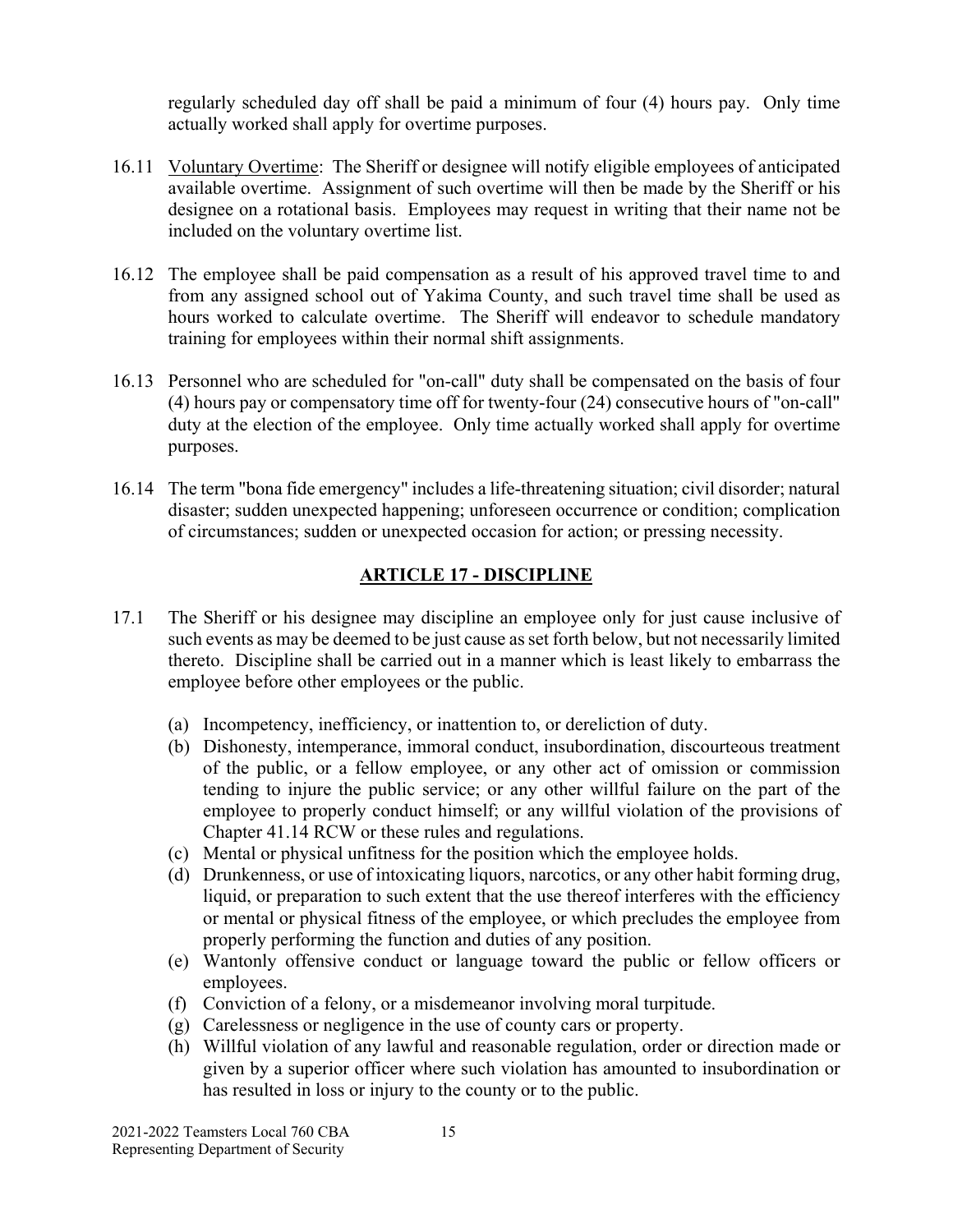regularly scheduled day off shall be paid a minimum of four (4) hours pay. Only time actually worked shall apply for overtime purposes.

16.11 Voluntary Overtime: The Sheriff or designee will notify eligible employees of anticipated available overtime. Assignment of such overtime will then be made by the Sheriff or his designee on a rotational basis. Employees may request in writing that their name not be included on the voluntary overtime list.

16.12 The employee shall be paid compensation as a result of his approved travel time to and from any assigned school out of Yakima County, and such travel time shall be used as hours worked to calculate overtime. The Sheriff will endeavor to schedule mandatory training for employees within their normal shift assignments.

16.13 Personnel who are scheduled for "on-call" duty shall be compensated on the basis of four (4) hours pay or compensatory time off for twenty-four (24) consecutive hours of "on-call" duty at the election of the employee. Only time actually worked shall apply for overtime purposes.

16.14 The term "bona fide emergency" includes a life-threatening situation; civil disorder; natural disaster; sudden unexpected happening; unforeseen occurrence or condition; complication of circumstances; sudden or unexpected occasion for action; or pressing necessity.

## ARTICLE 17 - DISCIPLINE

17.1 The Sheriff or his designee may discipline an employee only for just cause inclusive of such events as may be deemed to be just cause as set forth below, but not necessarily limited thereto. Discipline shall be carried out in a manner which is least likely to embarrass the employee before other employees or the public.

(a) Incompetency, inefficiency, or inattention to, or dereliction of duty.
(b) Dishonesty, intemperance, immoral conduct, insubordination, discourteous treatment of the public, or a fellow employee, or any other act of omission or commission tending to injure the public service; or any other willful failure on the part of the employee to properly conduct himself; or any willful violation of the provisions of Chapter 41.14 RCW or these rules and regulations.
(c) Mental or physical unfitness for the position which the employee holds.
(d) Drunkenness, or use of intoxicating liquors, narcotics, or any other habit forming drug, liquid, or preparation to such extent that the use thereof interferes with the efficiency or mental or physical fitness of the employee, or which precludes the employee from properly performing the function and duties of any position.
(e) Wantonly offensive conduct or language toward the public or fellow officers or employees.
(f) Conviction of a felony, or a misdemeanor involving moral turpitude.
(g) Carelessness or negligence in the use of county cars or property.
(h) Willful violation of any lawful and reasonable regulation, order or direction made or given by a superior officer where such violation has amounted to insubordination or has resulted in loss or injury to the county or to the public.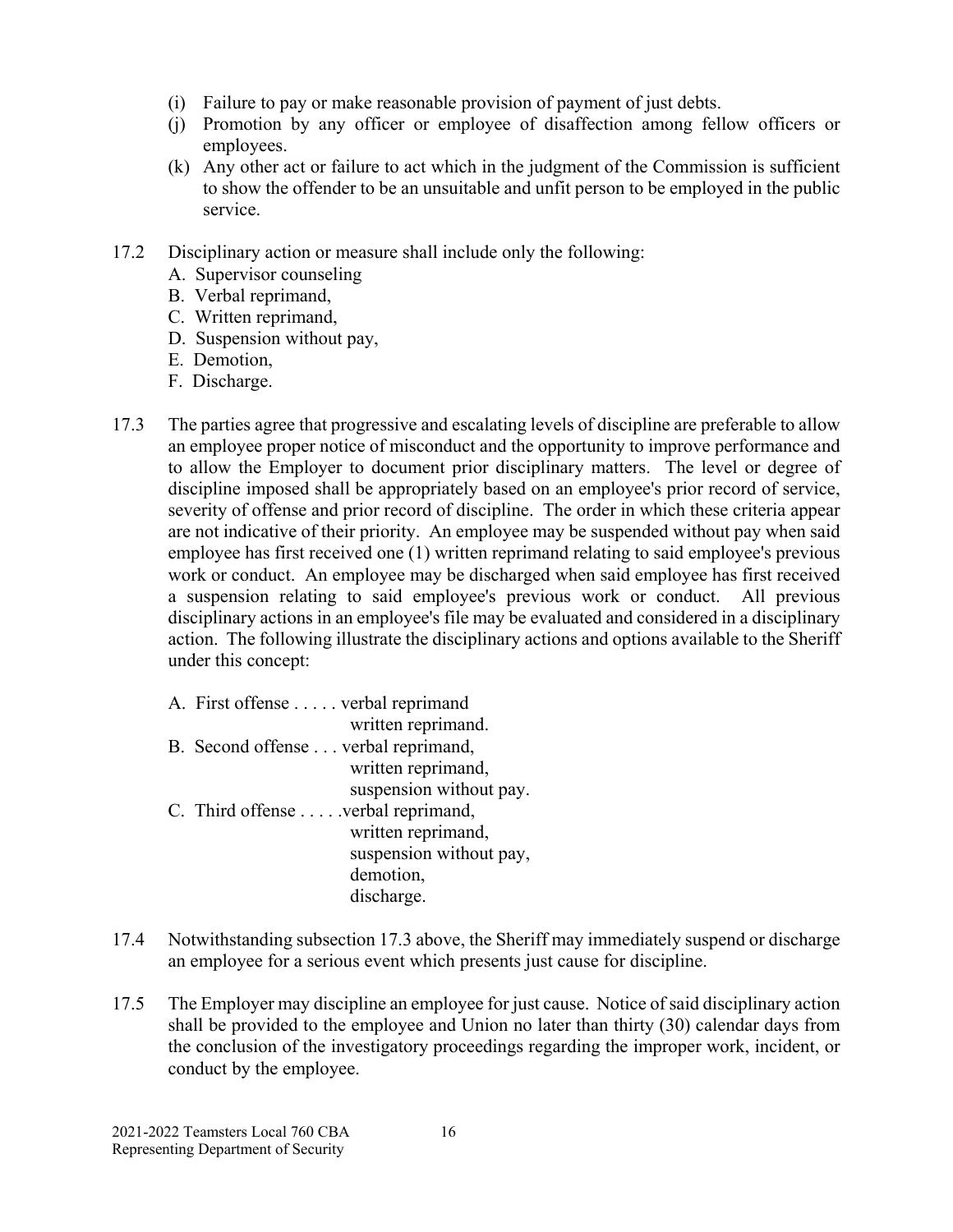(i) Failure to pay or make reasonable provision of payment of just debts.

(j) Promotion by any officer or employee of disaffection among fellow officers or employees.

(k) Any other act or failure to act which in the judgment of the Commission is sufficient to show the offender to be an unsuitable and unfit person to be employed in the public service.

17.2 Disciplinary action or measure shall include only the following:

A. Supervisor counseling
B. Verbal reprimand,
C. Written reprimand,
D. Suspension without pay,
E. Demotion,
F. Discharge.

17.3 The parties agree that progressive and escalating levels of discipline are preferable to allow an employee proper notice of misconduct and the opportunity to improve performance and to allow the Employer to document prior disciplinary matters. The level or degree of discipline imposed shall be appropriately based on an employee's prior record of service, severity of offense and prior record of discipline. The order in which these criteria appear are not indicative of their priority. An employee may be suspended without pay when said employee has first received one (1) written reprimand relating to said employee's previous work or conduct. An employee may be discharged when said employee has first received a suspension relating to said employee's previous work or conduct. All previous disciplinary actions in an employee's file may be evaluated and considered in a disciplinary action. The following illustrate the disciplinary actions and options available to the Sheriff under this concept:

A. First offense . . . . . verbal reprimand
written reprimand.

B. Second offense . . . verbal reprimand,
written reprimand,
suspension without pay.

C. Third offense . . . . .verbal reprimand,
written reprimand,
suspension without pay,
demotion,
discharge.

17.4 Notwithstanding subsection 17.3 above, the Sheriff may immediately suspend or discharge an employee for a serious event which presents just cause for discipline.

17.5 The Employer may discipline an employee for just cause. Notice of said disciplinary action shall be provided to the employee and Union no later than thirty (30) calendar days from the conclusion of the investigatory proceedings regarding the improper work, incident, or conduct by the employee.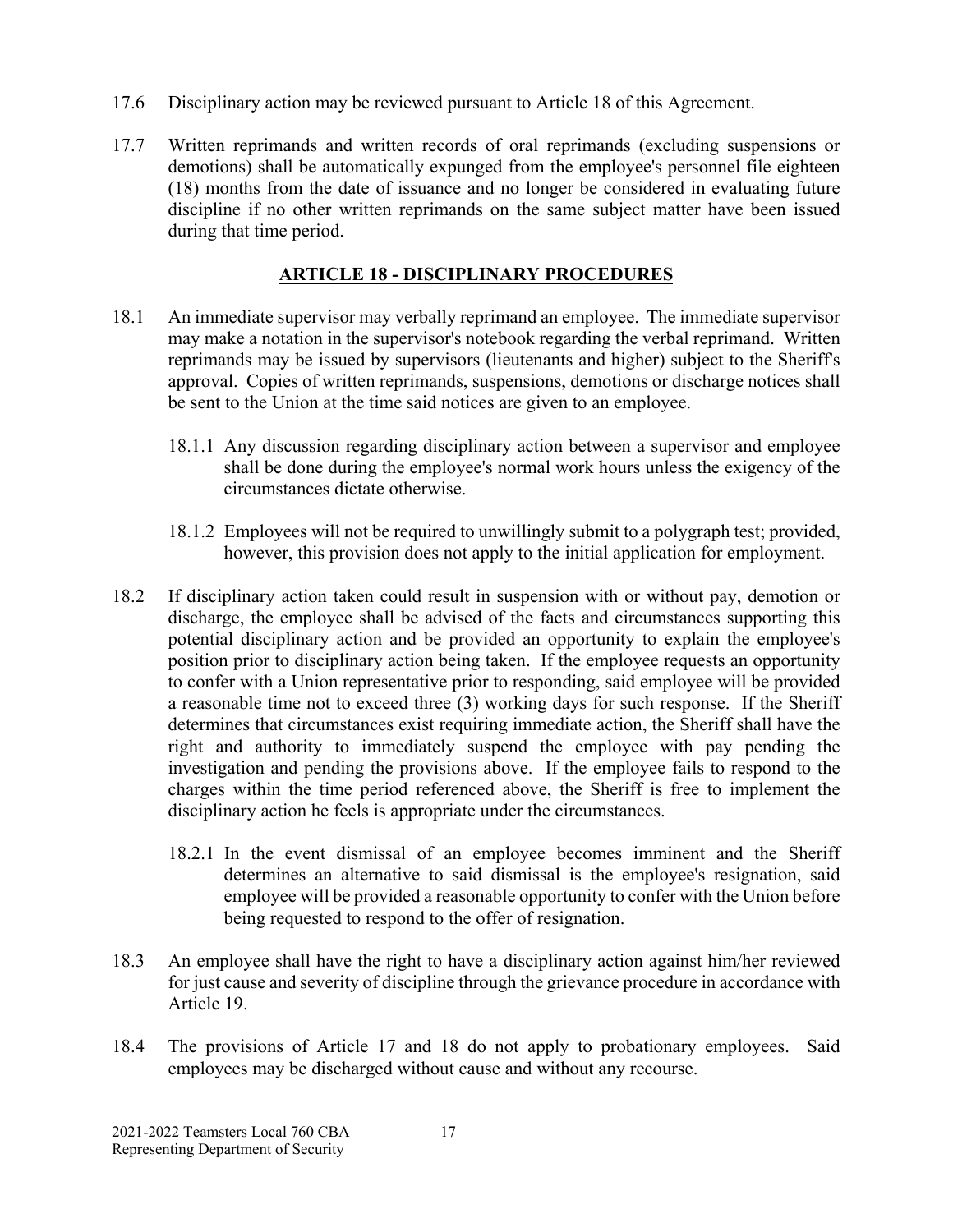17.6 Disciplinary action may be reviewed pursuant to Article 18 of this Agreement.

17.7 Written reprimands and written records of oral reprimands (excluding suspensions or demotions) shall be automatically expunged from the employee's personnel file eighteen (18) months from the date of issuance and no longer be considered in evaluating future discipline if no other written reprimands on the same subject matter have been issued during that time period.

## ARTICLE 18 - DISCIPLINARY PROCEDURES

18.1 An immediate supervisor may verbally reprimand an employee. The immediate supervisor may make a notation in the supervisor's notebook regarding the verbal reprimand. Written reprimands may be issued by supervisors (lieutenants and higher) subject to the Sheriff's approval. Copies of written reprimands, suspensions, demotions or discharge notices shall be sent to the Union at the time said notices are given to an employee.

18.1.1 Any discussion regarding disciplinary action between a supervisor and employee shall be done during the employee's normal work hours unless the exigency of the circumstances dictate otherwise.

18.1.2 Employees will not be required to unwillingly submit to a polygraph test; provided, however, this provision does not apply to the initial application for employment.

18.2 If disciplinary action taken could result in suspension with or without pay, demotion or discharge, the employee shall be advised of the facts and circumstances supporting this potential disciplinary action and be provided an opportunity to explain the employee's position prior to disciplinary action being taken. If the employee requests an opportunity to confer with a Union representative prior to responding, said employee will be provided a reasonable time not to exceed three (3) working days for such response. If the Sheriff determines that circumstances exist requiring immediate action, the Sheriff shall have the right and authority to immediately suspend the employee with pay pending the investigation and pending the provisions above. If the employee fails to respond to the charges within the time period referenced above, the Sheriff is free to implement the disciplinary action he feels is appropriate under the circumstances.

18.2.1 In the event dismissal of an employee becomes imminent and the Sheriff determines an alternative to said dismissal is the employee's resignation, said employee will be provided a reasonable opportunity to confer with the Union before being requested to respond to the offer of resignation.

18.3 An employee shall have the right to have a disciplinary action against him/her reviewed for just cause and severity of discipline through the grievance procedure in accordance with Article 19.

18.4 The provisions of Article 17 and 18 do not apply to probationary employees. Said employees may be discharged without cause and without any recourse.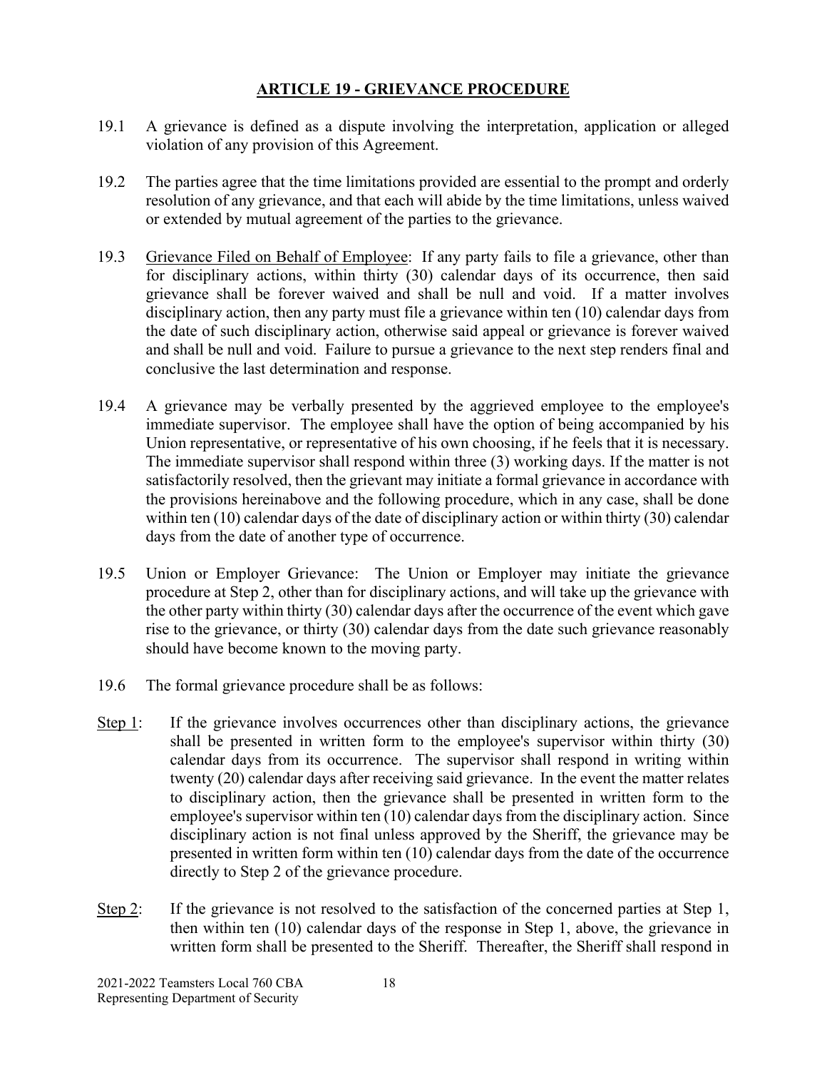## ARTICLE 19 - GRIEVANCE PROCEDURE

19.1 A grievance is defined as a dispute involving the interpretation, application or alleged violation of any provision of this Agreement.

19.2 The parties agree that the time limitations provided are essential to the prompt and orderly resolution of any grievance, and that each will abide by the time limitations, unless waived or extended by mutual agreement of the parties to the grievance.

19.3 Grievance Filed on Behalf of Employee: If any party fails to file a grievance, other than for disciplinary actions, within thirty (30) calendar days of its occurrence, then said grievance shall be forever waived and shall be null and void. If a matter involves disciplinary action, then any party must file a grievance within ten (10) calendar days from the date of such disciplinary action, otherwise said appeal or grievance is forever waived and shall be null and void. Failure to pursue a grievance to the next step renders final and conclusive the last determination and response.

19.4 A grievance may be verbally presented by the aggrieved employee to the employee's immediate supervisor. The employee shall have the option of being accompanied by his Union representative, or representative of his own choosing, if he feels that it is necessary. The immediate supervisor shall respond within three (3) working days. If the matter is not satisfactorily resolved, then the grievant may initiate a formal grievance in accordance with the provisions hereinabove and the following procedure, which in any case, shall be done within ten (10) calendar days of the date of disciplinary action or within thirty (30) calendar days from the date of another type of occurrence.

19.5 Union or Employer Grievance: The Union or Employer may initiate the grievance procedure at Step 2, other than for disciplinary actions, and will take up the grievance with the other party within thirty (30) calendar days after the occurrence of the event which gave rise to the grievance, or thirty (30) calendar days from the date such grievance reasonably should have become known to the moving party.

19.6 The formal grievance procedure shall be as follows:

Step 1: If the grievance involves occurrences other than disciplinary actions, the grievance shall be presented in written form to the employee's supervisor within thirty (30) calendar days from its occurrence. The supervisor shall respond in writing within twenty (20) calendar days after receiving said grievance. In the event the matter relates to disciplinary action, then the grievance shall be presented in written form to the employee's supervisor within ten (10) calendar days from the disciplinary action. Since disciplinary action is not final unless approved by the Sheriff, the grievance may be presented in written form within ten (10) calendar days from the date of the occurrence directly to Step 2 of the grievance procedure.

Step 2: If the grievance is not resolved to the satisfaction of the concerned parties at Step 1, then within ten (10) calendar days of the response in Step 1, above, the grievance in written form shall be presented to the Sheriff. Thereafter, the Sheriff shall respond in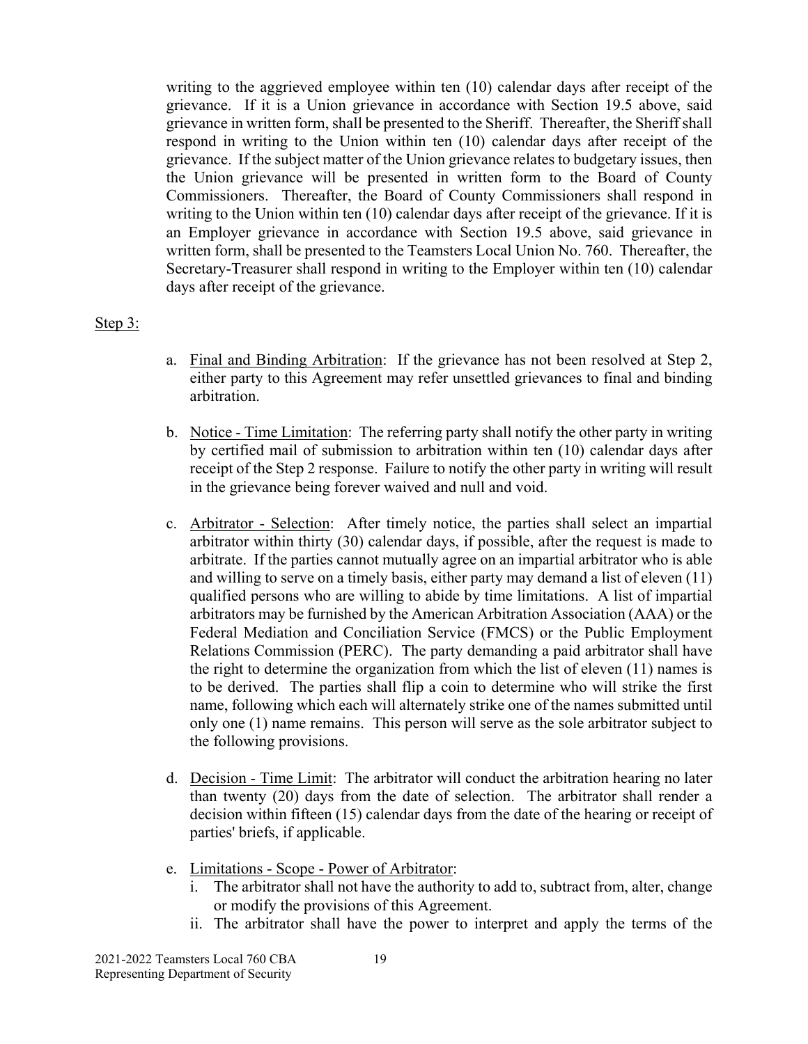writing to the aggrieved employee within ten (10) calendar days after receipt of the grievance. If it is a Union grievance in accordance with Section 19.5 above, said grievance in written form, shall be presented to the Sheriff. Thereafter, the Sheriff shall respond in writing to the Union within ten (10) calendar days after receipt of the grievance. If the subject matter of the Union grievance relates to budgetary issues, then the Union grievance will be presented in written form to the Board of County Commissioners. Thereafter, the Board of County Commissioners shall respond in writing to the Union within ten (10) calendar days after receipt of the grievance. If it is an Employer grievance in accordance with Section 19.5 above, said grievance in written form, shall be presented to the Teamsters Local Union No. 760. Thereafter, the Secretary-Treasurer shall respond in writing to the Employer within ten (10) calendar days after receipt of the grievance.

Step 3:

a. Final and Binding Arbitration: If the grievance has not been resolved at Step 2, either party to this Agreement may refer unsettled grievances to final and binding arbitration.

b. Notice - Time Limitation: The referring party shall notify the other party in writing by certified mail of submission to arbitration within ten (10) calendar days after receipt of the Step 2 response. Failure to notify the other party in writing will result in the grievance being forever waived and null and void.

c. Arbitrator - Selection: After timely notice, the parties shall select an impartial arbitrator within thirty (30) calendar days, if possible, after the request is made to arbitrate. If the parties cannot mutually agree on an impartial arbitrator who is able and willing to serve on a timely basis, either party may demand a list of eleven (11) qualified persons who are willing to abide by time limitations. A list of impartial arbitrators may be furnished by the American Arbitration Association (AAA) or the Federal Mediation and Conciliation Service (FMCS) or the Public Employment Relations Commission (PERC). The party demanding a paid arbitrator shall have the right to determine the organization from which the list of eleven (11) names is to be derived. The parties shall flip a coin to determine who will strike the first name, following which each will alternately strike one of the names submitted until only one (1) name remains. This person will serve as the sole arbitrator subject to the following provisions.

d. Decision - Time Limit: The arbitrator will conduct the arbitration hearing no later than twenty (20) days from the date of selection. The arbitrator shall render a decision within fifteen (15) calendar days from the date of the hearing or receipt of parties' briefs, if applicable.

e. Limitations - Scope - Power of Arbitrator:
   i. The arbitrator shall not have the authority to add to, subtract from, alter, change or modify the provisions of this Agreement.
   ii. The arbitrator shall have the power to interpret and apply the terms of the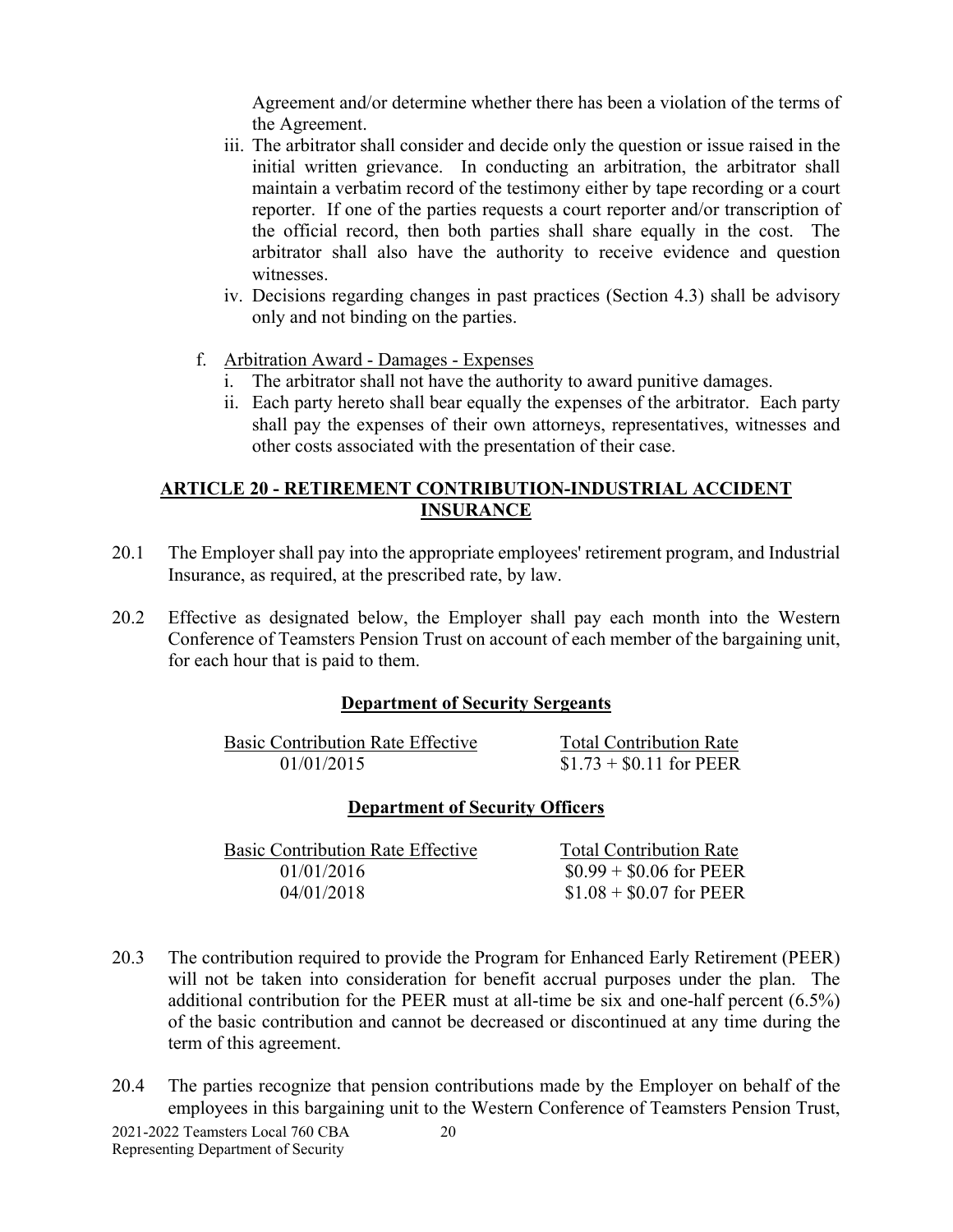Agreement and/or determine whether there has been a violation of the terms of the Agreement.

iii. The arbitrator shall consider and decide only the question or issue raised in the initial written grievance. In conducting an arbitration, the arbitrator shall maintain a verbatim record of the testimony either by tape recording or a court reporter. If one of the parties requests a court reporter and/or transcription of the official record, then both parties shall share equally in the cost. The arbitrator shall also have the authority to receive evidence and question witnesses.

iv. Decisions regarding changes in past practices (Section 4.3) shall be advisory only and not binding on the parties.

f. Arbitration Award - Damages - Expenses

   i. The arbitrator shall not have the authority to award punitive damages.

   ii. Each party hereto shall bear equally the expenses of the arbitrator. Each party shall pay the expenses of their own attorneys, representatives, witnesses and other costs associated with the presentation of their case.

## ARTICLE 20 - RETIREMENT CONTRIBUTION-INDUSTRIAL ACCIDENT INSURANCE

20.1 The Employer shall pay into the appropriate employees' retirement program, and Industrial Insurance, as required, at the prescribed rate, by law.

20.2 Effective as designated below, the Employer shall pay each month into the Western Conference of Teamsters Pension Trust on account of each member of the bargaining unit, for each hour that is paid to them.

**Department of Security Sergeants**

| Basic Contribution Rate Effective | Total Contribution Rate |
|---|---|
| 01/01/2015 | $1.73 + $0.11 for PEER |

**Department of Security Officers**

| Basic Contribution Rate Effective | Total Contribution Rate |
|---|---|
| 01/01/2016 | $0.99 + $0.06 for PEER |
| 04/01/2018 | $1.08 + $0.07 for PEER |

20.3 The contribution required to provide the Program for Enhanced Early Retirement (PEER) will not be taken into consideration for benefit accrual purposes under the plan. The additional contribution for the PEER must at all-time be six and one-half percent (6.5%) of the basic contribution and cannot be decreased or discontinued at any time during the term of this agreement.

20.4 The parties recognize that pension contributions made by the Employer on behalf of the employees in this bargaining unit to the Western Conference of Teamsters Pension Trust,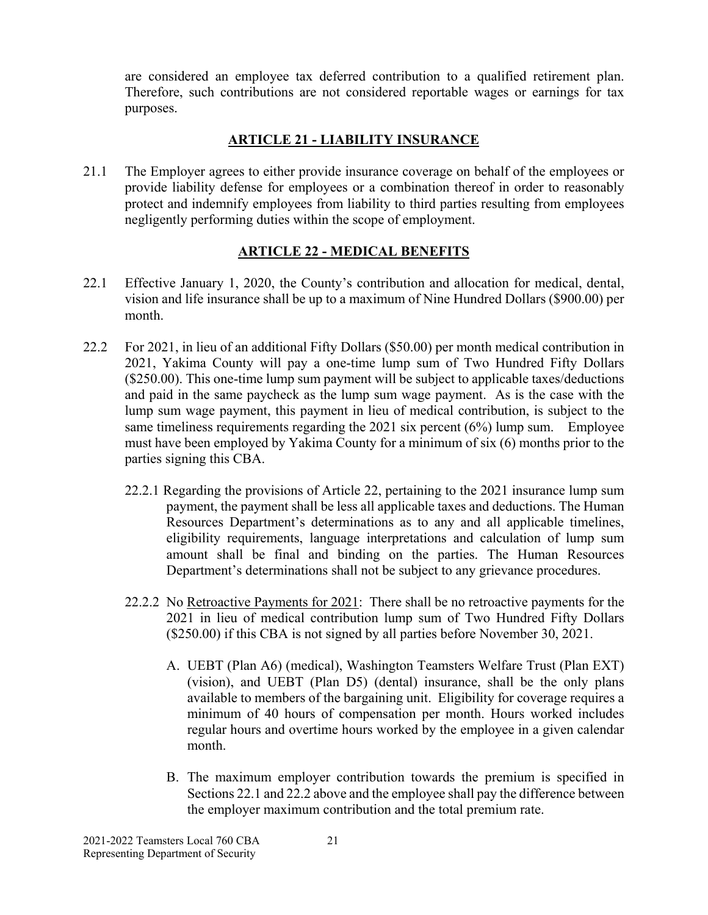are considered an employee tax deferred contribution to a qualified retirement plan. Therefore, such contributions are not considered reportable wages or earnings for tax purposes.

## ARTICLE 21 - LIABILITY INSURANCE

21.1 The Employer agrees to either provide insurance coverage on behalf of the employees or provide liability defense for employees or a combination thereof in order to reasonably protect and indemnify employees from liability to third parties resulting from employees negligently performing duties within the scope of employment.

## ARTICLE 22 - MEDICAL BENEFITS

22.1 Effective January 1, 2020, the County's contribution and allocation for medical, dental, vision and life insurance shall be up to a maximum of Nine Hundred Dollars ($900.00) per month.

22.2 For 2021, in lieu of an additional Fifty Dollars ($50.00) per month medical contribution in 2021, Yakima County will pay a one-time lump sum of Two Hundred Fifty Dollars ($250.00). This one-time lump sum payment will be subject to applicable taxes/deductions and paid in the same paycheck as the lump sum wage payment. As is the case with the lump sum wage payment, this payment in lieu of medical contribution, is subject to the same timeliness requirements regarding the 2021 six percent (6%) lump sum. Employee must have been employed by Yakima County for a minimum of six (6) months prior to the parties signing this CBA.

22.2.1 Regarding the provisions of Article 22, pertaining to the 2021 insurance lump sum payment, the payment shall be less all applicable taxes and deductions. The Human Resources Department's determinations as to any and all applicable timelines, eligibility requirements, language interpretations and calculation of lump sum amount shall be final and binding on the parties. The Human Resources Department's determinations shall not be subject to any grievance procedures.

22.2.2 No Retroactive Payments for 2021: There shall be no retroactive payments for the 2021 in lieu of medical contribution lump sum of Two Hundred Fifty Dollars ($250.00) if this CBA is not signed by all parties before November 30, 2021.

A. UEBT (Plan A6) (medical), Washington Teamsters Welfare Trust (Plan EXT) (vision), and UEBT (Plan D5) (dental) insurance, shall be the only plans available to members of the bargaining unit. Eligibility for coverage requires a minimum of 40 hours of compensation per month. Hours worked includes regular hours and overtime hours worked by the employee in a given calendar month.

B. The maximum employer contribution towards the premium is specified in Sections 22.1 and 22.2 above and the employee shall pay the difference between the employer maximum contribution and the total premium rate.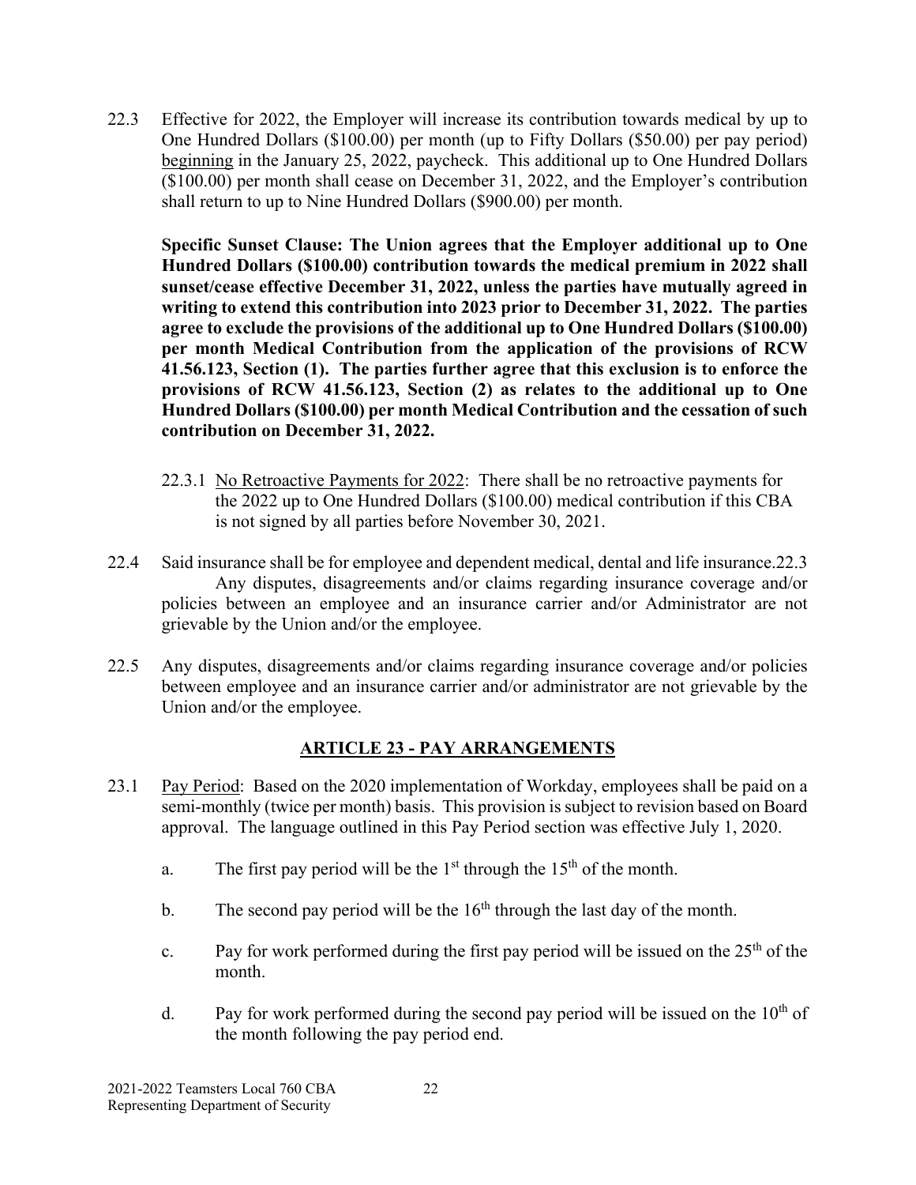22.3 Effective for 2022, the Employer will increase its contribution towards medical by up to One Hundred Dollars ($100.00) per month (up to Fifty Dollars ($50.00) per pay period) beginning in the January 25, 2022, paycheck. This additional up to One Hundred Dollars ($100.00) per month shall cease on December 31, 2022, and the Employer's contribution shall return to up to Nine Hundred Dollars ($900.00) per month.

**Specific Sunset Clause: The Union agrees that the Employer additional up to One Hundred Dollars ($100.00) contribution towards the medical premium in 2022 shall sunset/cease effective December 31, 2022, unless the parties have mutually agreed in writing to extend this contribution into 2023 prior to December 31, 2022. The parties agree to exclude the provisions of the additional up to One Hundred Dollars ($100.00) per month Medical Contribution from the application of the provisions of RCW 41.56.123, Section (1). The parties further agree that this exclusion is to enforce the provisions of RCW 41.56.123, Section (2) as relates to the additional up to One Hundred Dollars ($100.00) per month Medical Contribution and the cessation of such contribution on December 31, 2022.**

22.3.1 No Retroactive Payments for 2022: There shall be no retroactive payments for the 2022 up to One Hundred Dollars ($100.00) medical contribution if this CBA is not signed by all parties before November 30, 2021.

22.4 Said insurance shall be for employee and dependent medical, dental and life insurance.22.3 Any disputes, disagreements and/or claims regarding insurance coverage and/or policies between an employee and an insurance carrier and/or Administrator are not grievable by the Union and/or the employee.

22.5 Any disputes, disagreements and/or claims regarding insurance coverage and/or policies between employee and an insurance carrier and/or administrator are not grievable by the Union and/or the employee.

## ARTICLE 23 - PAY ARRANGEMENTS

23.1 Pay Period: Based on the 2020 implementation of Workday, employees shall be paid on a semi-monthly (twice per month) basis. This provision is subject to revision based on Board approval. The language outlined in this Pay Period section was effective July 1, 2020.

a. The first pay period will be the 1st through the 15th of the month.

b. The second pay period will be the 16th through the last day of the month.

c. Pay for work performed during the first pay period will be issued on the 25th of the month.

d. Pay for work performed during the second pay period will be issued on the 10th of the month following the pay period end.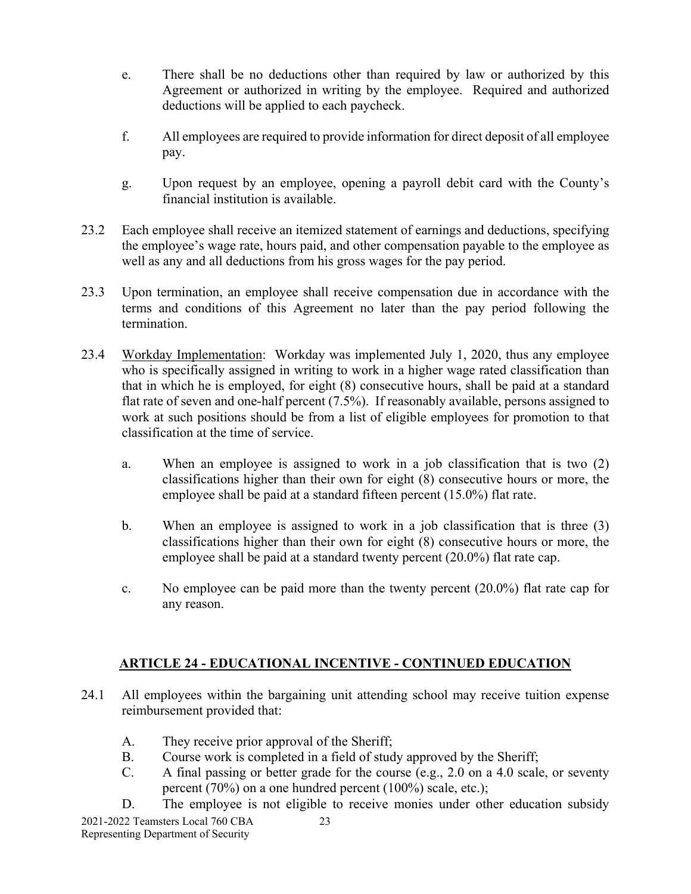e. There shall be no deductions other than required by law or authorized by this Agreement or authorized in writing by the employee. Required and authorized deductions will be applied to each paycheck.

f. All employees are required to provide information for direct deposit of all employee pay.

g. Upon request by an employee, opening a payroll debit card with the County's financial institution is available.

23.2 Each employee shall receive an itemized statement of earnings and deductions, specifying the employee's wage rate, hours paid, and other compensation payable to the employee as well as any and all deductions from his gross wages for the pay period.

23.3 Upon termination, an employee shall receive compensation due in accordance with the terms and conditions of this Agreement no later than the pay period following the termination.

23.4 Workday Implementation: Workday was implemented July 1, 2020, thus any employee who is specifically assigned in writing to work in a higher wage rated classification than that in which he is employed, for eight (8) consecutive hours, shall be paid at a standard flat rate of seven and one-half percent (7.5%). If reasonably available, persons assigned to work at such positions should be from a list of eligible employees for promotion to that classification at the time of service.

a. When an employee is assigned to work in a job classification that is two (2) classifications higher than their own for eight (8) consecutive hours or more, the employee shall be paid at a standard fifteen percent (15.0%) flat rate.

b. When an employee is assigned to work in a job classification that is three (3) classifications higher than their own for eight (8) consecutive hours or more, the employee shall be paid at a standard twenty percent (20.0%) flat rate cap.

c. No employee can be paid more than the twenty percent (20.0%) flat rate cap for any reason.

## ARTICLE 24 - EDUCATIONAL INCENTIVE - CONTINUED EDUCATION

24.1 All employees within the bargaining unit attending school may receive tuition expense reimbursement provided that:

A. They receive prior approval of the Sheriff;
B. Course work is completed in a field of study approved by the Sheriff;
C. A final passing or better grade for the course (e.g., 2.0 on a 4.0 scale, or seventy percent (70%) on a one hundred percent (100%) scale, etc.);
D. The employee is not eligible to receive monies under other education subsidy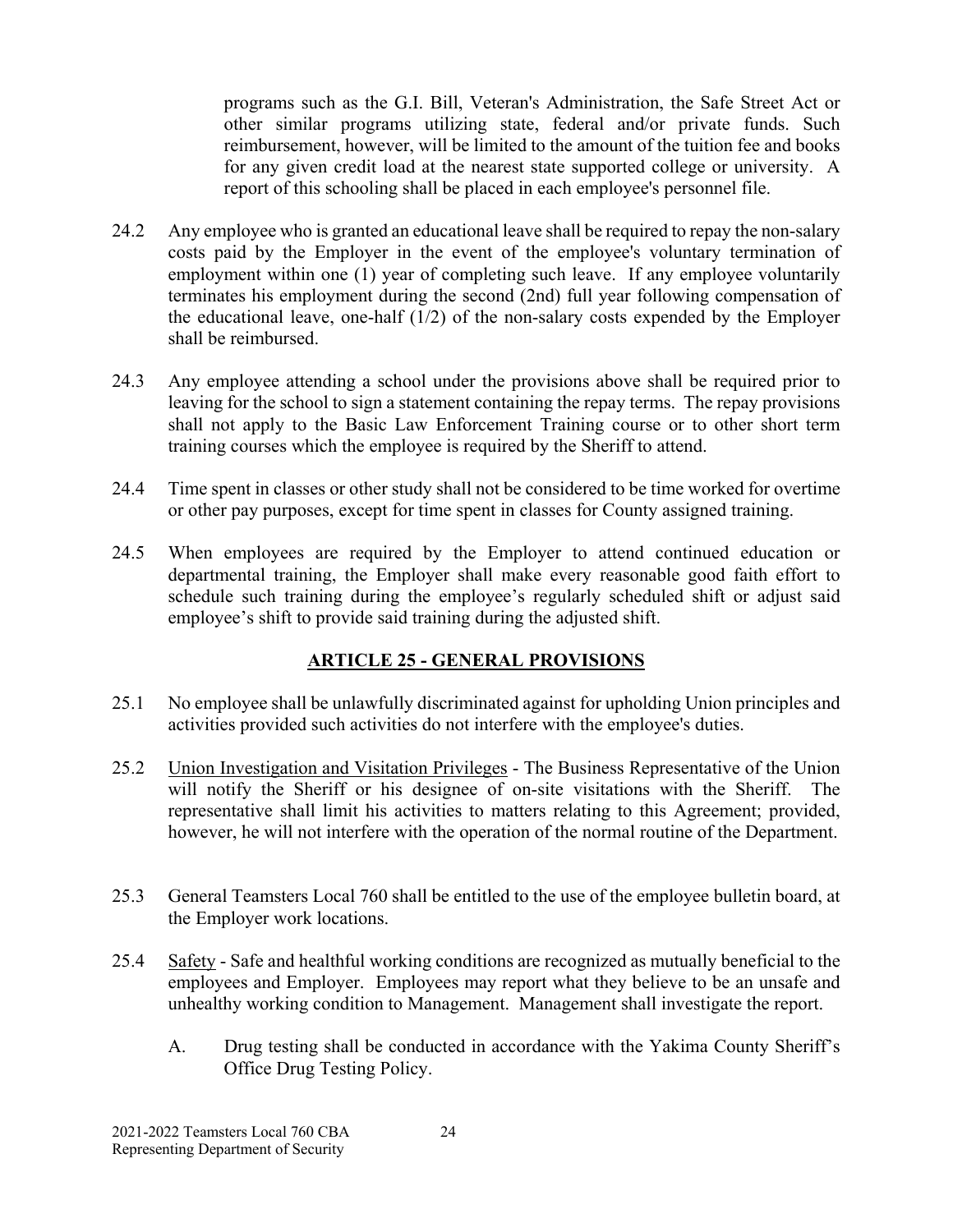programs such as the G.I. Bill, Veteran's Administration, the Safe Street Act or other similar programs utilizing state, federal and/or private funds. Such reimbursement, however, will be limited to the amount of the tuition fee and books for any given credit load at the nearest state supported college or university. A report of this schooling shall be placed in each employee's personnel file.

24.2 Any employee who is granted an educational leave shall be required to repay the non-salary costs paid by the Employer in the event of the employee's voluntary termination of employment within one (1) year of completing such leave. If any employee voluntarily terminates his employment during the second (2nd) full year following compensation of the educational leave, one-half (1/2) of the non-salary costs expended by the Employer shall be reimbursed.

24.3 Any employee attending a school under the provisions above shall be required prior to leaving for the school to sign a statement containing the repay terms. The repay provisions shall not apply to the Basic Law Enforcement Training course or to other short term training courses which the employee is required by the Sheriff to attend.

24.4 Time spent in classes or other study shall not be considered to be time worked for overtime or other pay purposes, except for time spent in classes for County assigned training.

24.5 When employees are required by the Employer to attend continued education or departmental training, the Employer shall make every reasonable good faith effort to schedule such training during the employee's regularly scheduled shift or adjust said employee's shift to provide said training during the adjusted shift.

## ARTICLE 25 - GENERAL PROVISIONS

25.1 No employee shall be unlawfully discriminated against for upholding Union principles and activities provided such activities do not interfere with the employee's duties.

25.2 Union Investigation and Visitation Privileges - The Business Representative of the Union will notify the Sheriff or his designee of on-site visitations with the Sheriff. The representative shall limit his activities to matters relating to this Agreement; provided, however, he will not interfere with the operation of the normal routine of the Department.

25.3 General Teamsters Local 760 shall be entitled to the use of the employee bulletin board, at the Employer work locations.

25.4 Safety - Safe and healthful working conditions are recognized as mutually beneficial to the employees and Employer. Employees may report what they believe to be an unsafe and unhealthy working condition to Management. Management shall investigate the report.

A. Drug testing shall be conducted in accordance with the Yakima County Sheriff's Office Drug Testing Policy.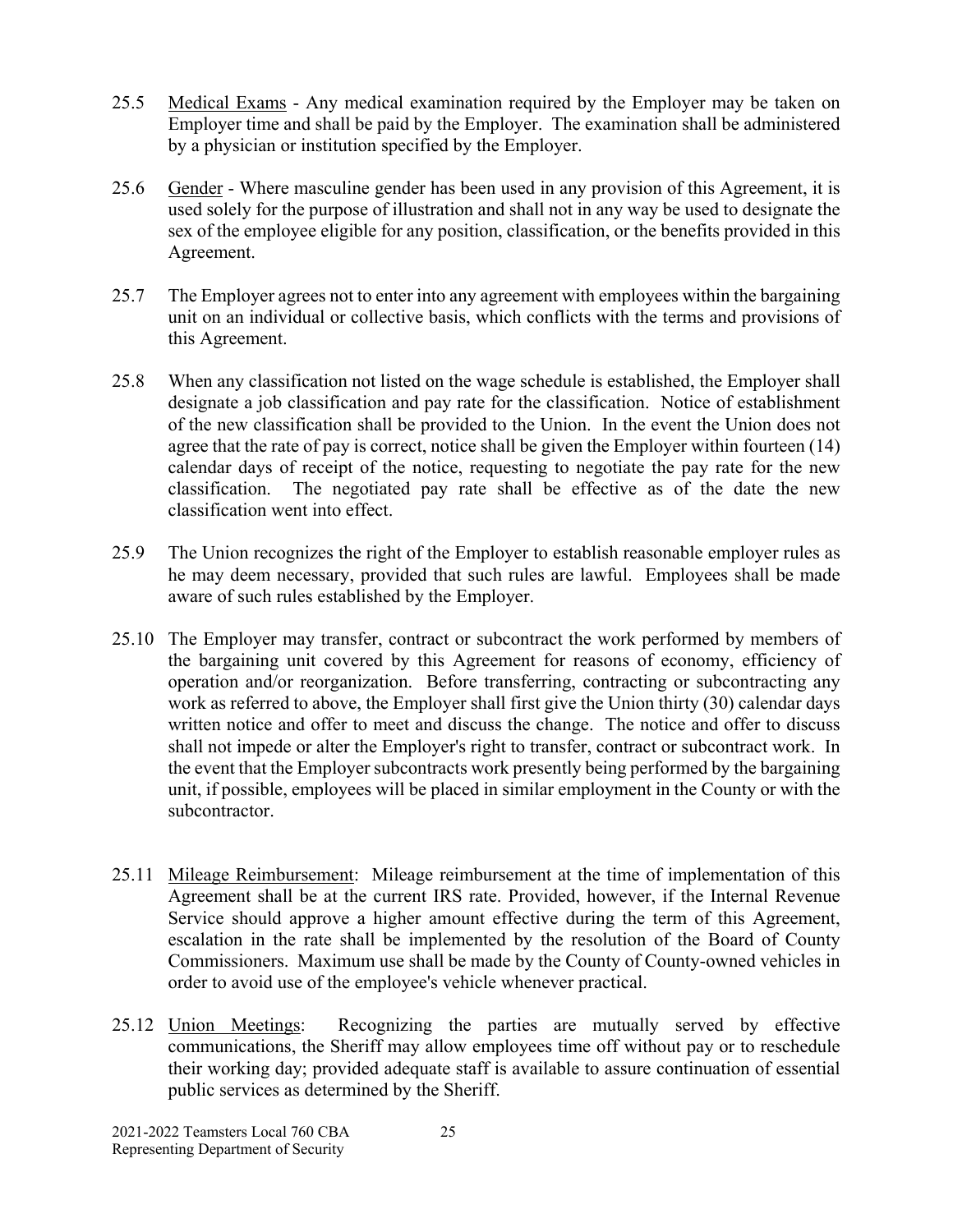25.5 Medical Exams - Any medical examination required by the Employer may be taken on Employer time and shall be paid by the Employer. The examination shall be administered by a physician or institution specified by the Employer.

25.6 Gender - Where masculine gender has been used in any provision of this Agreement, it is used solely for the purpose of illustration and shall not in any way be used to designate the sex of the employee eligible for any position, classification, or the benefits provided in this Agreement.

25.7 The Employer agrees not to enter into any agreement with employees within the bargaining unit on an individual or collective basis, which conflicts with the terms and provisions of this Agreement.

25.8 When any classification not listed on the wage schedule is established, the Employer shall designate a job classification and pay rate for the classification. Notice of establishment of the new classification shall be provided to the Union. In the event the Union does not agree that the rate of pay is correct, notice shall be given the Employer within fourteen (14) calendar days of receipt of the notice, requesting to negotiate the pay rate for the new classification. The negotiated pay rate shall be effective as of the date the new classification went into effect.

25.9 The Union recognizes the right of the Employer to establish reasonable employer rules as he may deem necessary, provided that such rules are lawful. Employees shall be made aware of such rules established by the Employer.

25.10 The Employer may transfer, contract or subcontract the work performed by members of the bargaining unit covered by this Agreement for reasons of economy, efficiency of operation and/or reorganization. Before transferring, contracting or subcontracting any work as referred to above, the Employer shall first give the Union thirty (30) calendar days written notice and offer to meet and discuss the change. The notice and offer to discuss shall not impede or alter the Employer's right to transfer, contract or subcontract work. In the event that the Employer subcontracts work presently being performed by the bargaining unit, if possible, employees will be placed in similar employment in the County or with the subcontractor.

25.11 Mileage Reimbursement: Mileage reimbursement at the time of implementation of this Agreement shall be at the current IRS rate. Provided, however, if the Internal Revenue Service should approve a higher amount effective during the term of this Agreement, escalation in the rate shall be implemented by the resolution of the Board of County Commissioners. Maximum use shall be made by the County of County-owned vehicles in order to avoid use of the employee's vehicle whenever practical.

25.12 Union Meetings: Recognizing the parties are mutually served by effective communications, the Sheriff may allow employees time off without pay or to reschedule their working day; provided adequate staff is available to assure continuation of essential public services as determined by the Sheriff.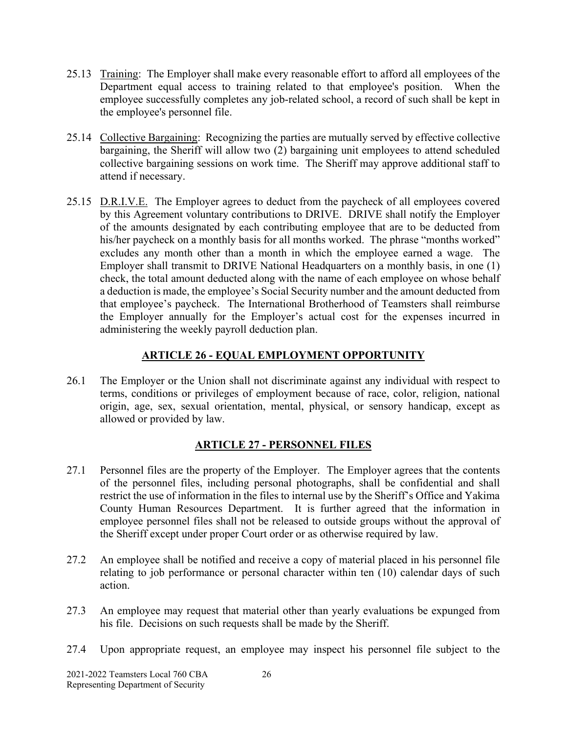25.13 Training: The Employer shall make every reasonable effort to afford all employees of the Department equal access to training related to that employee's position. When the employee successfully completes any job-related school, a record of such shall be kept in the employee's personnel file.

25.14 Collective Bargaining: Recognizing the parties are mutually served by effective collective bargaining, the Sheriff will allow two (2) bargaining unit employees to attend scheduled collective bargaining sessions on work time. The Sheriff may approve additional staff to attend if necessary.

25.15 D.R.I.V.E. The Employer agrees to deduct from the paycheck of all employees covered by this Agreement voluntary contributions to DRIVE. DRIVE shall notify the Employer of the amounts designated by each contributing employee that are to be deducted from his/her paycheck on a monthly basis for all months worked. The phrase "months worked" excludes any month other than a month in which the employee earned a wage. The Employer shall transmit to DRIVE National Headquarters on a monthly basis, in one (1) check, the total amount deducted along with the name of each employee on whose behalf a deduction is made, the employee's Social Security number and the amount deducted from that employee's paycheck. The International Brotherhood of Teamsters shall reimburse the Employer annually for the Employer's actual cost for the expenses incurred in administering the weekly payroll deduction plan.

## ARTICLE 26 - EQUAL EMPLOYMENT OPPORTUNITY

26.1 The Employer or the Union shall not discriminate against any individual with respect to terms, conditions or privileges of employment because of race, color, religion, national origin, age, sex, sexual orientation, mental, physical, or sensory handicap, except as allowed or provided by law.

## ARTICLE 27 - PERSONNEL FILES

27.1 Personnel files are the property of the Employer. The Employer agrees that the contents of the personnel files, including personal photographs, shall be confidential and shall restrict the use of information in the files to internal use by the Sheriff's Office and Yakima County Human Resources Department. It is further agreed that the information in employee personnel files shall not be released to outside groups without the approval of the Sheriff except under proper Court order or as otherwise required by law.

27.2 An employee shall be notified and receive a copy of material placed in his personnel file relating to job performance or personal character within ten (10) calendar days of such action.

27.3 An employee may request that material other than yearly evaluations be expunged from his file. Decisions on such requests shall be made by the Sheriff.

27.4 Upon appropriate request, an employee may inspect his personnel file subject to the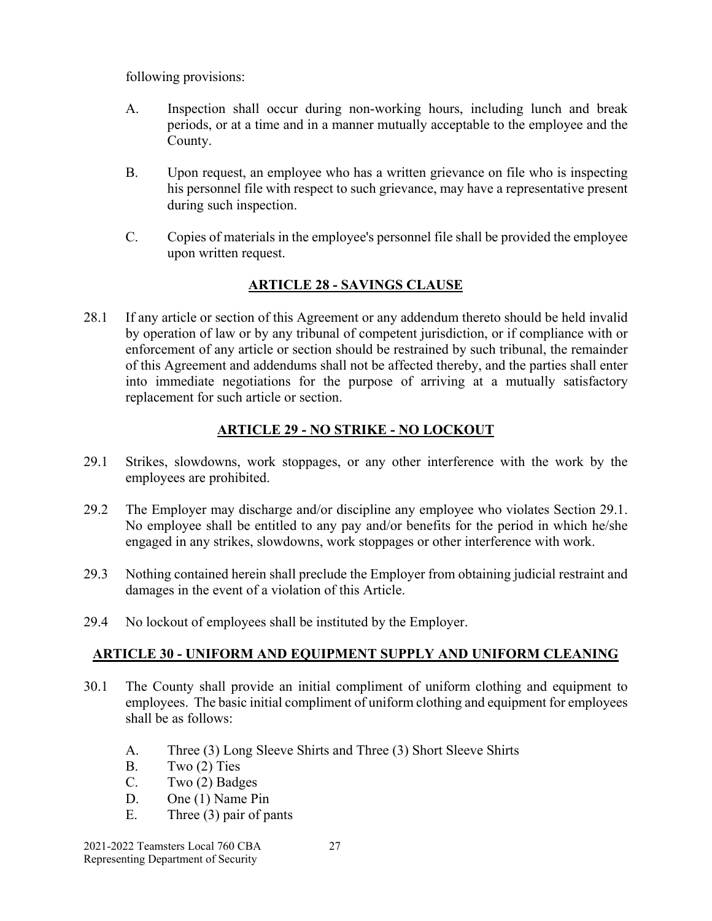following provisions:

A. Inspection shall occur during non-working hours, including lunch and break periods, or at a time and in a manner mutually acceptable to the employee and the County.

B. Upon request, an employee who has a written grievance on file who is inspecting his personnel file with respect to such grievance, may have a representative present during such inspection.

C. Copies of materials in the employee's personnel file shall be provided the employee upon written request.

## ARTICLE 28 - SAVINGS CLAUSE

28.1 If any article or section of this Agreement or any addendum thereto should be held invalid by operation of law or by any tribunal of competent jurisdiction, or if compliance with or enforcement of any article or section should be restrained by such tribunal, the remainder of this Agreement and addendums shall not be affected thereby, and the parties shall enter into immediate negotiations for the purpose of arriving at a mutually satisfactory replacement for such article or section.

## ARTICLE 29 - NO STRIKE - NO LOCKOUT

29.1 Strikes, slowdowns, work stoppages, or any other interference with the work by the employees are prohibited.

29.2 The Employer may discharge and/or discipline any employee who violates Section 29.1. No employee shall be entitled to any pay and/or benefits for the period in which he/she engaged in any strikes, slowdowns, work stoppages or other interference with work.

29.3 Nothing contained herein shall preclude the Employer from obtaining judicial restraint and damages in the event of a violation of this Article.

29.4 No lockout of employees shall be instituted by the Employer.

## ARTICLE 30 - UNIFORM AND EQUIPMENT SUPPLY AND UNIFORM CLEANING

30.1 The County shall provide an initial compliment of uniform clothing and equipment to employees. The basic initial compliment of uniform clothing and equipment for employees shall be as follows:

A. Three (3) Long Sleeve Shirts and Three (3) Short Sleeve Shirts
B. Two (2) Ties
C. Two (2) Badges
D. One (1) Name Pin
E. Three (3) pair of pants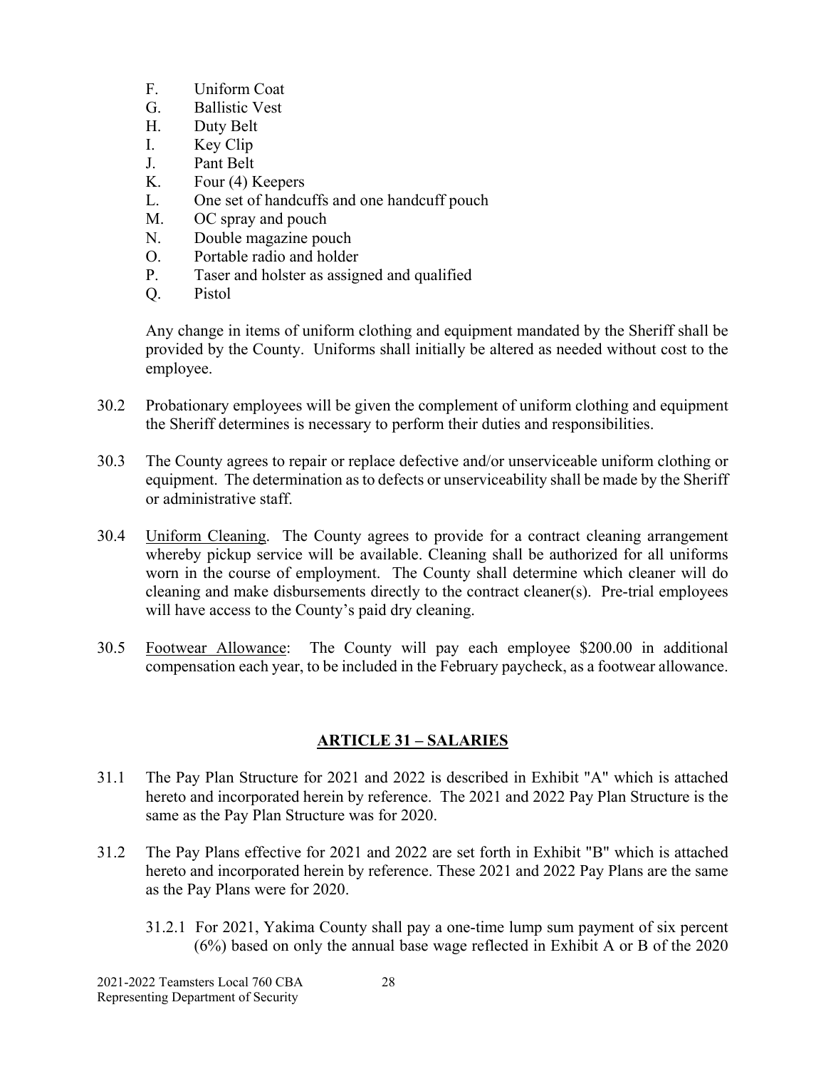F. Uniform Coat
G. Ballistic Vest
H. Duty Belt
I. Key Clip
J. Pant Belt
K. Four (4) Keepers
L. One set of handcuffs and one handcuff pouch
M. OC spray and pouch
N. Double magazine pouch
O. Portable radio and holder
P. Taser and holster as assigned and qualified
Q. Pistol

Any change in items of uniform clothing and equipment mandated by the Sheriff shall be provided by the County. Uniforms shall initially be altered as needed without cost to the employee.

30.2 Probationary employees will be given the complement of uniform clothing and equipment the Sheriff determines is necessary to perform their duties and responsibilities.

30.3 The County agrees to repair or replace defective and/or unserviceable uniform clothing or equipment. The determination as to defects or unserviceability shall be made by the Sheriff or administrative staff.

30.4 Uniform Cleaning. The County agrees to provide for a contract cleaning arrangement whereby pickup service will be available. Cleaning shall be authorized for all uniforms worn in the course of employment. The County shall determine which cleaner will do cleaning and make disbursements directly to the contract cleaner(s). Pre-trial employees will have access to the County's paid dry cleaning.

30.5 Footwear Allowance: The County will pay each employee $200.00 in additional compensation each year, to be included in the February paycheck, as a footwear allowance.

## ARTICLE 31 – SALARIES

31.1 The Pay Plan Structure for 2021 and 2022 is described in Exhibit "A" which is attached hereto and incorporated herein by reference. The 2021 and 2022 Pay Plan Structure is the same as the Pay Plan Structure was for 2020.

31.2 The Pay Plans effective for 2021 and 2022 are set forth in Exhibit "B" which is attached hereto and incorporated herein by reference. These 2021 and 2022 Pay Plans are the same as the Pay Plans were for 2020.

31.2.1 For 2021, Yakima County shall pay a one-time lump sum payment of six percent (6%) based on only the annual base wage reflected in Exhibit A or B of the 2020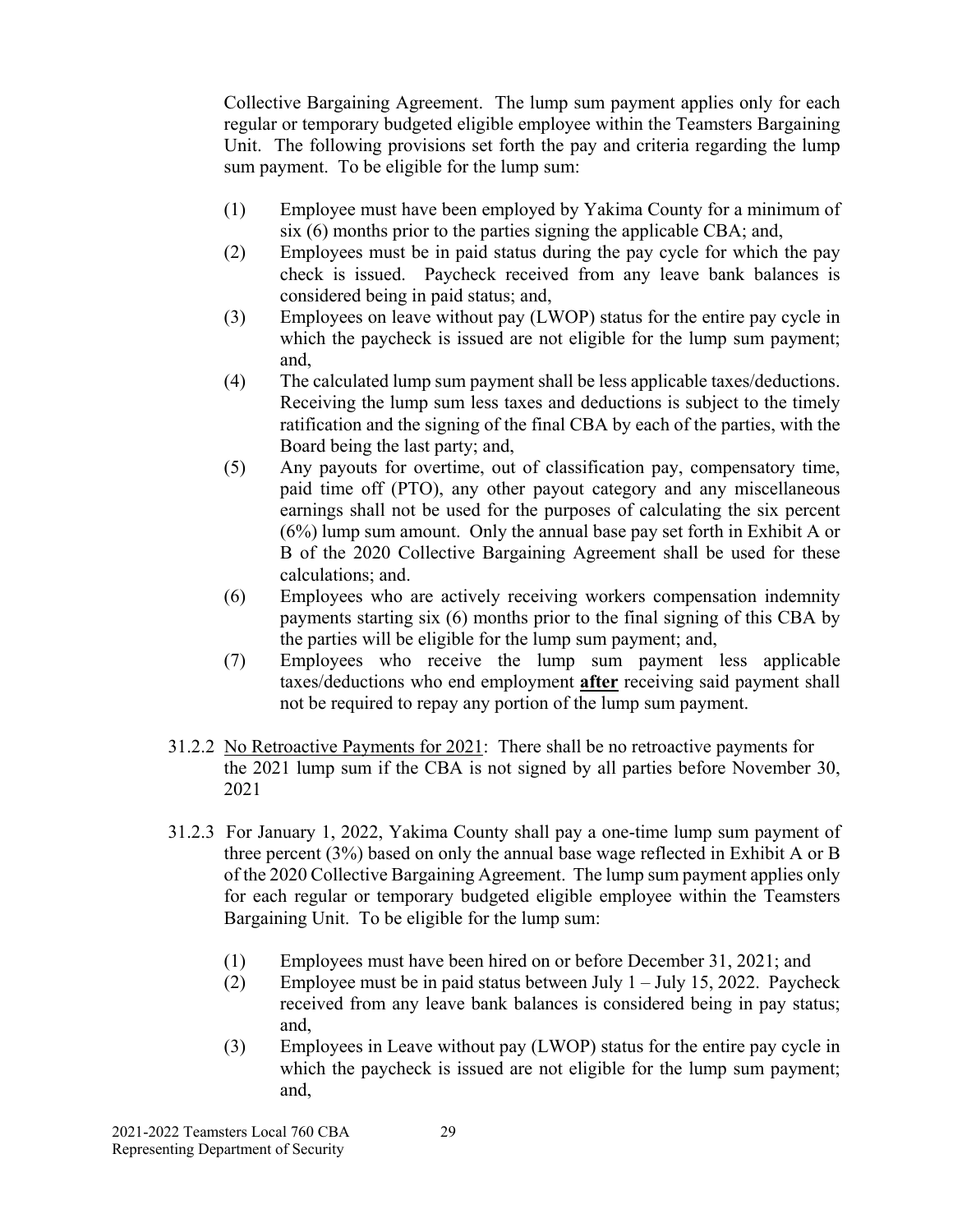Collective Bargaining Agreement. The lump sum payment applies only for each regular or temporary budgeted eligible employee within the Teamsters Bargaining Unit. The following provisions set forth the pay and criteria regarding the lump sum payment. To be eligible for the lump sum:

(1) Employee must have been employed by Yakima County for a minimum of six (6) months prior to the parties signing the applicable CBA; and,

(2) Employees must be in paid status during the pay cycle for which the pay check is issued. Paycheck received from any leave bank balances is considered being in paid status; and,

(3) Employees on leave without pay (LWOP) status for the entire pay cycle in which the paycheck is issued are not eligible for the lump sum payment; and,

(4) The calculated lump sum payment shall be less applicable taxes/deductions. Receiving the lump sum less taxes and deductions is subject to the timely ratification and the signing of the final CBA by each of the parties, with the Board being the last party; and,

(5) Any payouts for overtime, out of classification pay, compensatory time, paid time off (PTO), any other payout category and any miscellaneous earnings shall not be used for the purposes of calculating the six percent (6%) lump sum amount. Only the annual base pay set forth in Exhibit A or B of the 2020 Collective Bargaining Agreement shall be used for these calculations; and.

(6) Employees who are actively receiving workers compensation indemnity payments starting six (6) months prior to the final signing of this CBA by the parties will be eligible for the lump sum payment; and,

(7) Employees who receive the lump sum payment less applicable taxes/deductions who end employment **after** receiving said payment shall not be required to repay any portion of the lump sum payment.

31.2.2 No Retroactive Payments for 2021: There shall be no retroactive payments for the 2021 lump sum if the CBA is not signed by all parties before November 30, 2021

31.2.3 For January 1, 2022, Yakima County shall pay a one-time lump sum payment of three percent (3%) based on only the annual base wage reflected in Exhibit A or B of the 2020 Collective Bargaining Agreement. The lump sum payment applies only for each regular or temporary budgeted eligible employee within the Teamsters Bargaining Unit. To be eligible for the lump sum:

(1) Employees must have been hired on or before December 31, 2021; and

(2) Employee must be in paid status between July 1 – July 15, 2022. Paycheck received from any leave bank balances is considered being in pay status; and,

(3) Employees in Leave without pay (LWOP) status for the entire pay cycle in which the paycheck is issued are not eligible for the lump sum payment; and,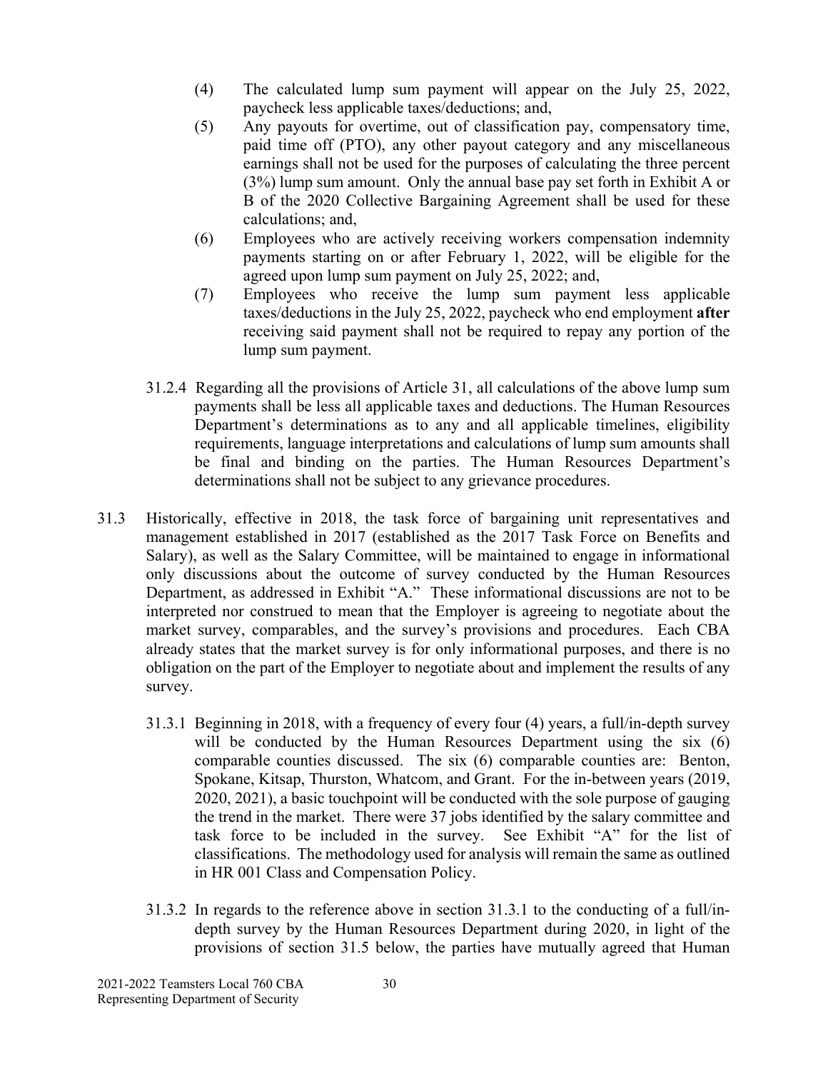(4) The calculated lump sum payment will appear on the July 25, 2022, paycheck less applicable taxes/deductions; and,

(5) Any payouts for overtime, out of classification pay, compensatory time, paid time off (PTO), any other payout category and any miscellaneous earnings shall not be used for the purposes of calculating the three percent (3%) lump sum amount. Only the annual base pay set forth in Exhibit A or B of the 2020 Collective Bargaining Agreement shall be used for these calculations; and,

(6) Employees who are actively receiving workers compensation indemnity payments starting on or after February 1, 2022, will be eligible for the agreed upon lump sum payment on July 25, 2022; and,

(7) Employees who receive the lump sum payment less applicable taxes/deductions in the July 25, 2022, paycheck who end employment **after** receiving said payment shall not be required to repay any portion of the lump sum payment.

31.2.4 Regarding all the provisions of Article 31, all calculations of the above lump sum payments shall be less all applicable taxes and deductions. The Human Resources Department's determinations as to any and all applicable timelines, eligibility requirements, language interpretations and calculations of lump sum amounts shall be final and binding on the parties. The Human Resources Department's determinations shall not be subject to any grievance procedures.

31.3 Historically, effective in 2018, the task force of bargaining unit representatives and management established in 2017 (established as the 2017 Task Force on Benefits and Salary), as well as the Salary Committee, will be maintained to engage in informational only discussions about the outcome of survey conducted by the Human Resources Department, as addressed in Exhibit "A." These informational discussions are not to be interpreted nor construed to mean that the Employer is agreeing to negotiate about the market survey, comparables, and the survey's provisions and procedures. Each CBA already states that the market survey is for only informational purposes, and there is no obligation on the part of the Employer to negotiate about and implement the results of any survey.

31.3.1 Beginning in 2018, with a frequency of every four (4) years, a full/in-depth survey will be conducted by the Human Resources Department using the six (6) comparable counties discussed. The six (6) comparable counties are: Benton, Spokane, Kitsap, Thurston, Whatcom, and Grant. For the in-between years (2019, 2020, 2021), a basic touchpoint will be conducted with the sole purpose of gauging the trend in the market. There were 37 jobs identified by the salary committee and task force to be included in the survey. See Exhibit "A" for the list of classifications. The methodology used for analysis will remain the same as outlined in HR 001 Class and Compensation Policy.

31.3.2 In regards to the reference above in section 31.3.1 to the conducting of a full/in-depth survey by the Human Resources Department during 2020, in light of the provisions of section 31.5 below, the parties have mutually agreed that Human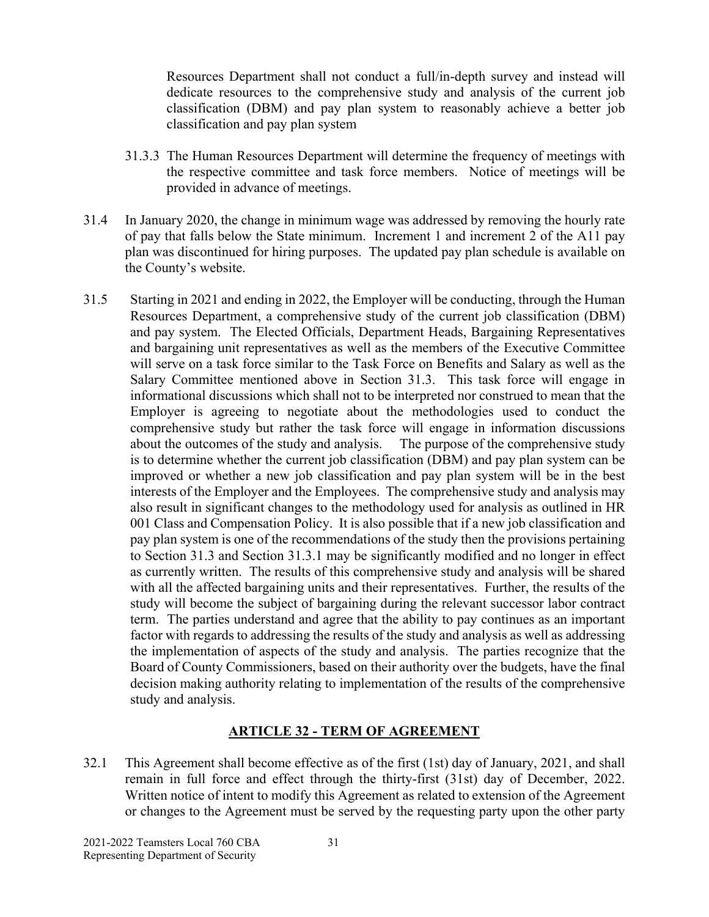Resources Department shall not conduct a full/in-depth survey and instead will dedicate resources to the comprehensive study and analysis of the current job classification (DBM) and pay plan system to reasonably achieve a better job classification and pay plan system

31.3.3 The Human Resources Department will determine the frequency of meetings with the respective committee and task force members. Notice of meetings will be provided in advance of meetings.

31.4 In January 2020, the change in minimum wage was addressed by removing the hourly rate of pay that falls below the State minimum. Increment 1 and increment 2 of the A11 pay plan was discontinued for hiring purposes. The updated pay plan schedule is available on the County's website.

31.5 Starting in 2021 and ending in 2022, the Employer will be conducting, through the Human Resources Department, a comprehensive study of the current job classification (DBM) and pay system. The Elected Officials, Department Heads, Bargaining Representatives and bargaining unit representatives as well as the members of the Executive Committee will serve on a task force similar to the Task Force on Benefits and Salary as well as the Salary Committee mentioned above in Section 31.3. This task force will engage in informational discussions which shall not to be interpreted nor construed to mean that the Employer is agreeing to negotiate about the methodologies used to conduct the comprehensive study but rather the task force will engage in information discussions about the outcomes of the study and analysis. The purpose of the comprehensive study is to determine whether the current job classification (DBM) and pay plan system can be improved or whether a new job classification and pay plan system will be in the best interests of the Employer and the Employees. The comprehensive study and analysis may also result in significant changes to the methodology used for analysis as outlined in HR 001 Class and Compensation Policy. It is also possible that if a new job classification and pay plan system is one of the recommendations of the study then the provisions pertaining to Section 31.3 and Section 31.3.1 may be significantly modified and no longer in effect as currently written. The results of this comprehensive study and analysis will be shared with all the affected bargaining units and their representatives. Further, the results of the study will become the subject of bargaining during the relevant successor labor contract term. The parties understand and agree that the ability to pay continues as an important factor with regards to addressing the results of the study and analysis as well as addressing the implementation of aspects of the study and analysis. The parties recognize that the Board of County Commissioners, based on their authority over the budgets, have the final decision making authority relating to implementation of the results of the comprehensive study and analysis.

## ARTICLE 32 - TERM OF AGREEMENT

32.1 This Agreement shall become effective as of the first (1st) day of January, 2021, and shall remain in full force and effect through the thirty-first (31st) day of December, 2022. Written notice of intent to modify this Agreement as related to extension of the Agreement or changes to the Agreement must be served by the requesting party upon the other party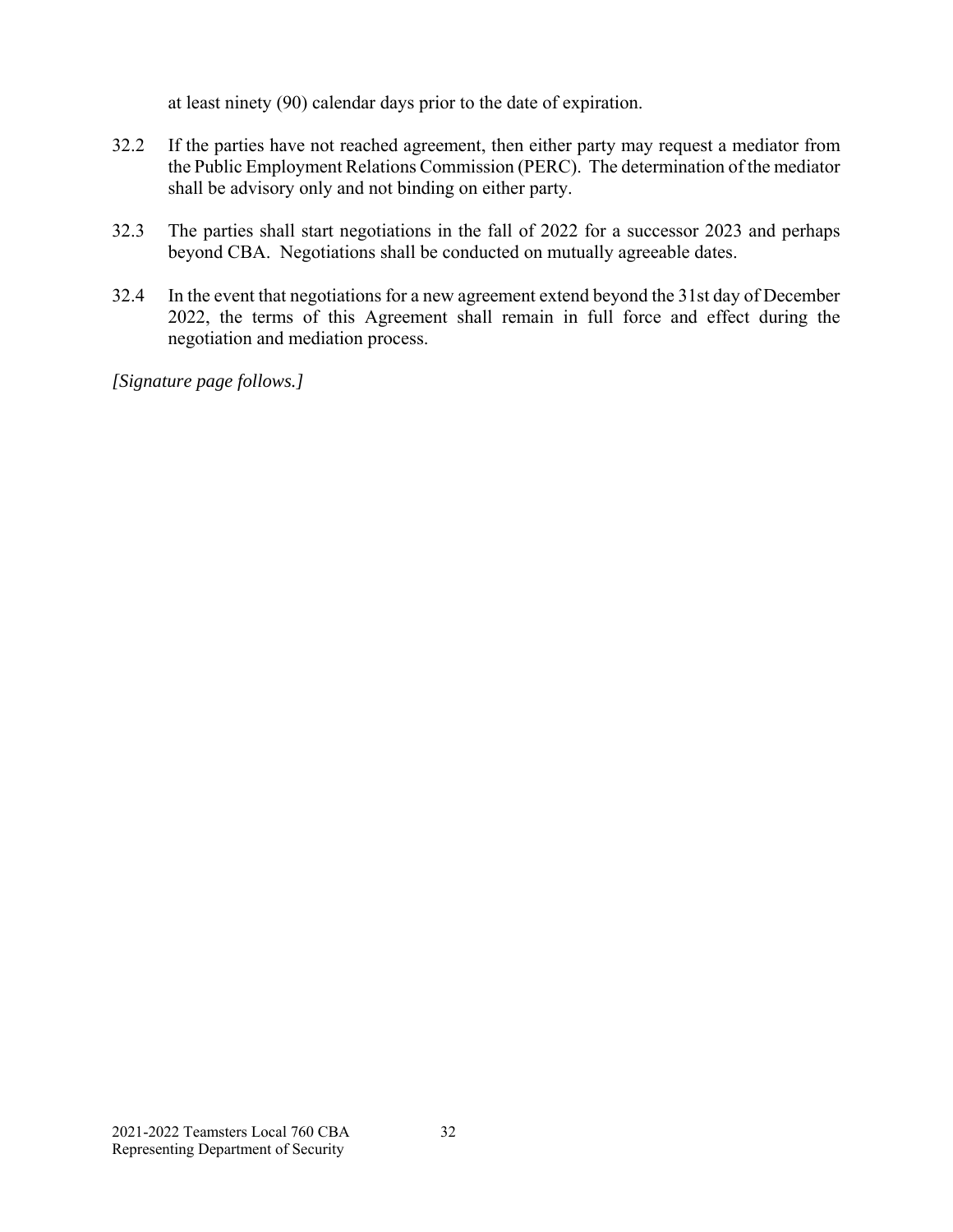at least ninety (90) calendar days prior to the date of expiration.

32.2 If the parties have not reached agreement, then either party may request a mediator from the Public Employment Relations Commission (PERC). The determination of the mediator shall be advisory only and not binding on either party.

32.3 The parties shall start negotiations in the fall of 2022 for a successor 2023 and perhaps beyond CBA. Negotiations shall be conducted on mutually agreeable dates.

32.4 In the event that negotiations for a new agreement extend beyond the 31st day of December 2022, the terms of this Agreement shall remain in full force and effect during the negotiation and mediation process.

*[Signature page follows.]*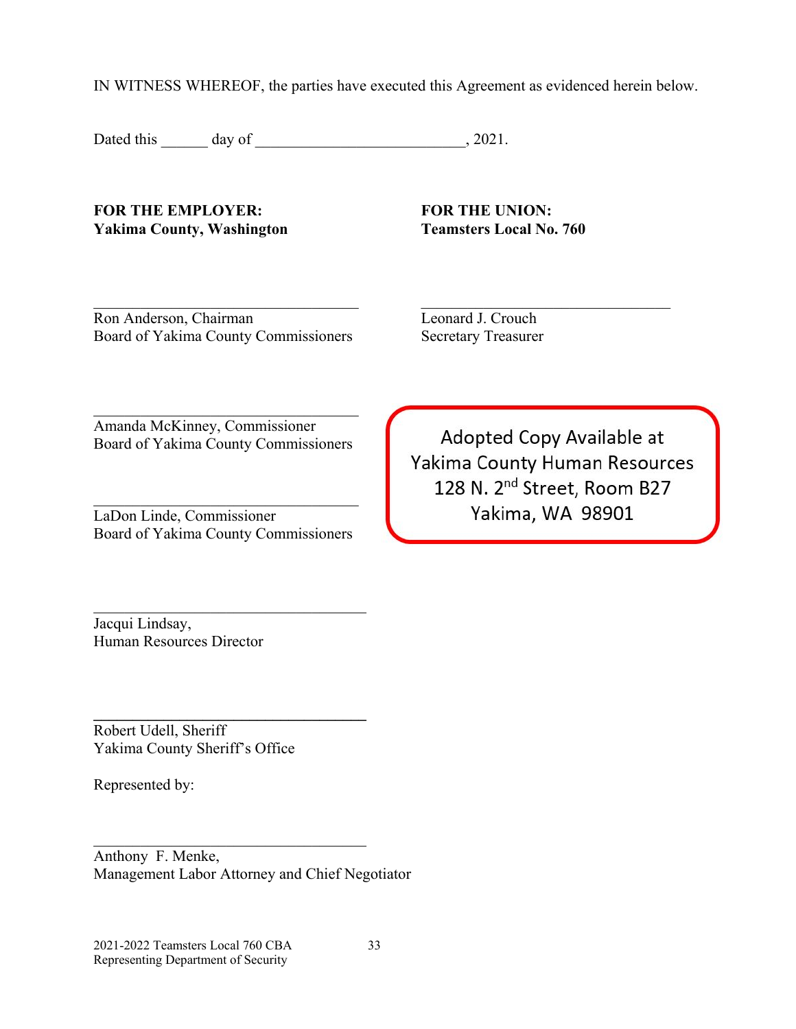IN WITNESS WHEREOF, the parties have executed this Agreement as evidenced herein below.

Dated this ______ day of __________________________, 2021.

**FOR THE EMPLOYER:**
**Yakima County, Washington**

_______________________________
Ron Anderson, Chairman
Board of Yakima County Commissioners

_______________________________
Amanda McKinney, Commissioner
Board of Yakima County Commissioners

_______________________________
LaDon Linde, Commissioner
Board of Yakima County Commissioners

_______________________________
Jacqui Lindsay,
Human Resources Director

_______________________________
Robert Udell, Sheriff
Yakima County Sheriff's Office

Represented by:

_______________________________
Anthony F. Menke,
Management Labor Attorney and Chief Negotiator

**FOR THE UNION:**
**Teamsters Local No. 760**

_______________________________
Leonard J. Crouch
Secretary Treasurer

Adopted Copy Available at
Yakima County Human Resources
128 N. 2nd Street, Room B27
Yakima, WA 98901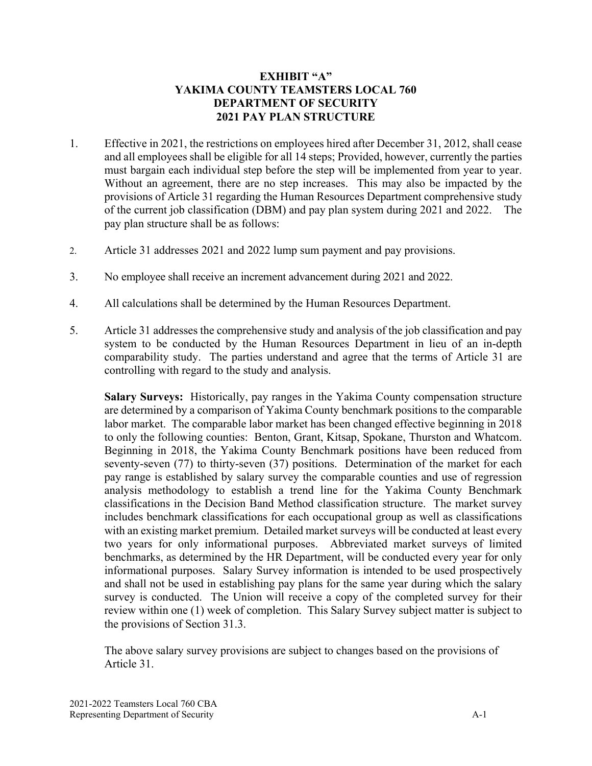# EXHIBIT "A"
# YAKIMA COUNTY TEAMSTERS LOCAL 760
# DEPARTMENT OF SECURITY
# 2021 PAY PLAN STRUCTURE

1. Effective in 2021, the restrictions on employees hired after December 31, 2012, shall cease and all employees shall be eligible for all 14 steps; Provided, however, currently the parties must bargain each individual step before the step will be implemented from year to year. Without an agreement, there are no step increases. This may also be impacted by the provisions of Article 31 regarding the Human Resources Department comprehensive study of the current job classification (DBM) and pay plan system during 2021 and 2022. The pay plan structure shall be as follows:

2. Article 31 addresses 2021 and 2022 lump sum payment and pay provisions.

3. No employee shall receive an increment advancement during 2021 and 2022.

4. All calculations shall be determined by the Human Resources Department.

5. Article 31 addresses the comprehensive study and analysis of the job classification and pay system to be conducted by the Human Resources Department in lieu of an in-depth comparability study. The parties understand and agree that the terms of Article 31 are controlling with regard to the study and analysis.

   **Salary Surveys:** Historically, pay ranges in the Yakima County compensation structure are determined by a comparison of Yakima County benchmark positions to the comparable labor market. The comparable labor market has been changed effective beginning in 2018 to only the following counties: Benton, Grant, Kitsap, Spokane, Thurston and Whatcom. Beginning in 2018, the Yakima County Benchmark positions have been reduced from seventy-seven (77) to thirty-seven (37) positions. Determination of the market for each pay range is established by salary survey the comparable counties and use of regression analysis methodology to establish a trend line for the Yakima County Benchmark classifications in the Decision Band Method classification structure. The market survey includes benchmark classifications for each occupational group as well as classifications with an existing market premium. Detailed market surveys will be conducted at least every two years for only informational purposes. Abbreviated market surveys of limited benchmarks, as determined by the HR Department, will be conducted every year for only informational purposes. Salary Survey information is intended to be used prospectively and shall not be used in establishing pay plans for the same year during which the salary survey is conducted. The Union will receive a copy of the completed survey for their review within one (1) week of completion. This Salary Survey subject matter is subject to the provisions of Section 31.3.

   The above salary survey provisions are subject to changes based on the provisions of Article 31.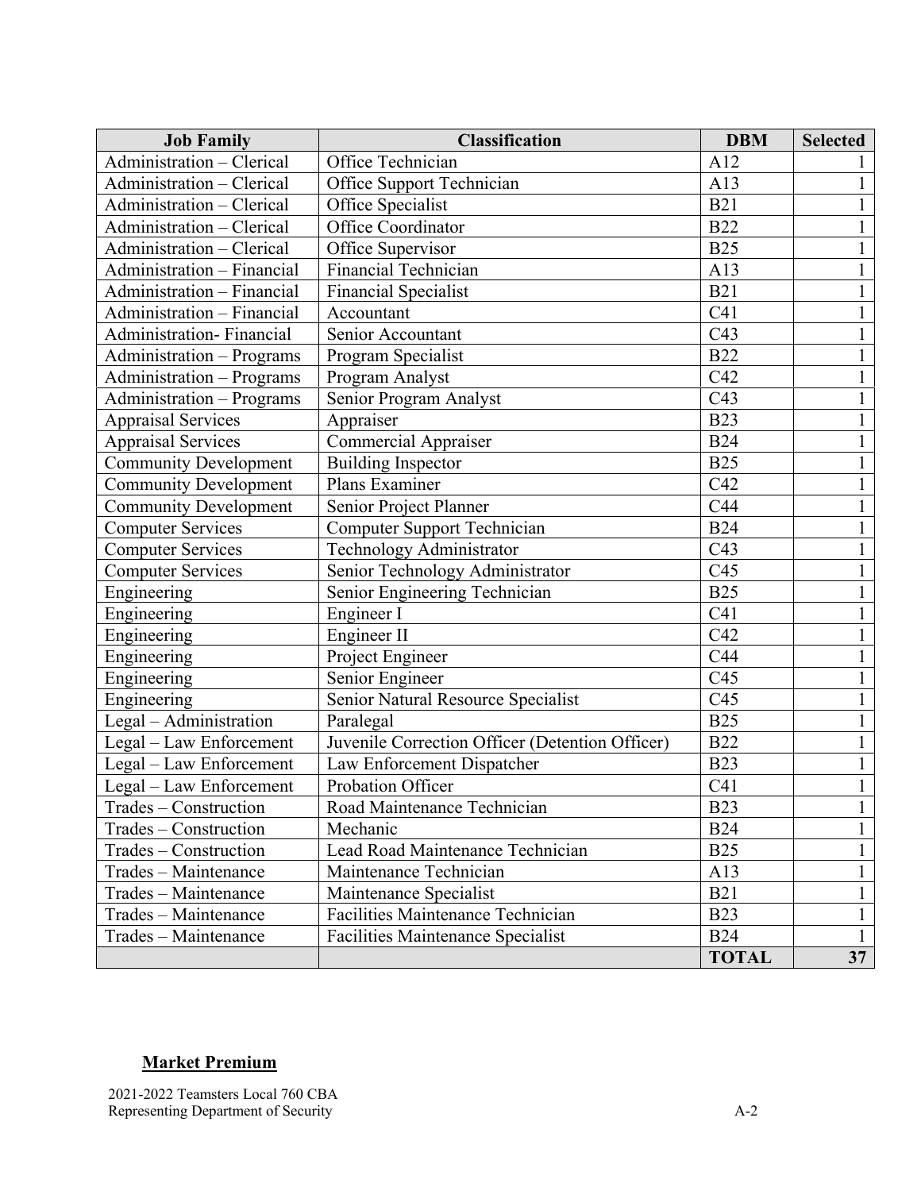| Job Family | Classification | DBM | Selected |
|---|---|---|---|
| Administration – Clerical | Office Technician | A12 | 1 |
| Administration – Clerical | Office Support Technician | A13 | 1 |
| Administration – Clerical | Office Specialist | B21 | 1 |
| Administration – Clerical | Office Coordinator | B22 | 1 |
| Administration – Clerical | Office Supervisor | B25 | 1 |
| Administration – Financial | Financial Technician | A13 | 1 |
| Administration – Financial | Financial Specialist | B21 | 1 |
| Administration – Financial | Accountant | C41 | 1 |
| Administration- Financial | Senior Accountant | C43 | 1 |
| Administration – Programs | Program Specialist | B22 | 1 |
| Administration – Programs | Program Analyst | C42 | 1 |
| Administration – Programs | Senior Program Analyst | C43 | 1 |
| Appraisal Services | Appraiser | B23 | 1 |
| Appraisal Services | Commercial Appraiser | B24 | 1 |
| Community Development | Building Inspector | B25 | 1 |
| Community Development | Plans Examiner | C42 | 1 |
| Community Development | Senior Project Planner | C44 | 1 |
| Computer Services | Computer Support Technician | B24 | 1 |
| Computer Services | Technology Administrator | C43 | 1 |
| Computer Services | Senior Technology Administrator | C45 | 1 |
| Engineering | Senior Engineering Technician | B25 | 1 |
| Engineering | Engineer I | C41 | 1 |
| Engineering | Engineer II | C42 | 1 |
| Engineering | Project Engineer | C44 | 1 |
| Engineering | Senior Engineer | C45 | 1 |
| Engineering | Senior Natural Resource Specialist | C45 | 1 |
| Legal – Administration | Paralegal | B25 | 1 |
| Legal – Law Enforcement | Juvenile Correction Officer (Detention Officer) | B22 | 1 |
| Legal – Law Enforcement | Law Enforcement Dispatcher | B23 | 1 |
| Legal – Law Enforcement | Probation Officer | C41 | 1 |
| Trades – Construction | Road Maintenance Technician | B23 | 1 |
| Trades – Construction | Mechanic | B24 | 1 |
| Trades – Construction | Lead Road Maintenance Technician | B25 | 1 |
| Trades – Maintenance | Maintenance Technician | A13 | 1 |
| Trades – Maintenance | Maintenance Specialist | B21 | 1 |
| Trades – Maintenance | Facilities Maintenance Technician | B23 | 1 |
| Trades – Maintenance | Facilities Maintenance Specialist | B24 | 1 |
| | | **TOTAL** | **37** |

**Market Premium**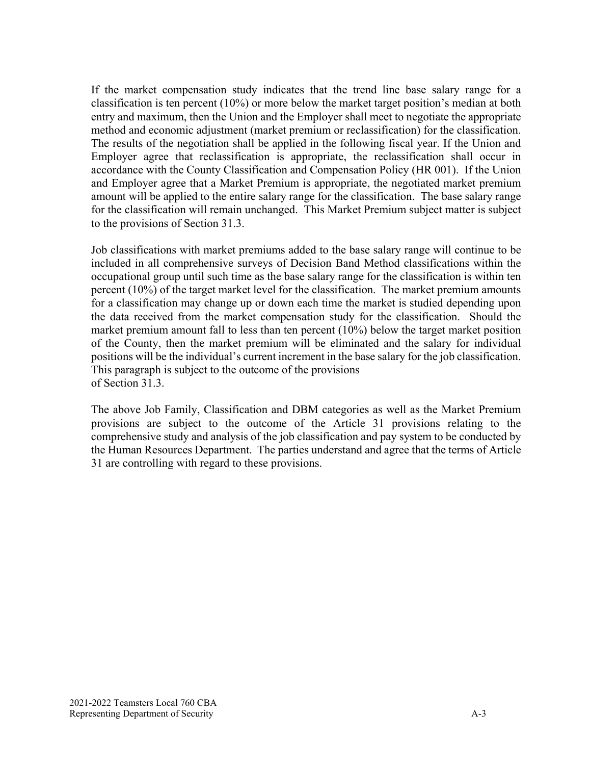If the market compensation study indicates that the trend line base salary range for a classification is ten percent (10%) or more below the market target position's median at both entry and maximum, then the Union and the Employer shall meet to negotiate the appropriate method and economic adjustment (market premium or reclassification) for the classification. The results of the negotiation shall be applied in the following fiscal year. If the Union and Employer agree that reclassification is appropriate, the reclassification shall occur in accordance with the County Classification and Compensation Policy (HR 001). If the Union and Employer agree that a Market Premium is appropriate, the negotiated market premium amount will be applied to the entire salary range for the classification. The base salary range for the classification will remain unchanged. This Market Premium subject matter is subject to the provisions of Section 31.3.

Job classifications with market premiums added to the base salary range will continue to be included in all comprehensive surveys of Decision Band Method classifications within the occupational group until such time as the base salary range for the classification is within ten percent (10%) of the target market level for the classification. The market premium amounts for a classification may change up or down each time the market is studied depending upon the data received from the market compensation study for the classification. Should the market premium amount fall to less than ten percent (10%) below the target market position of the County, then the market premium will be eliminated and the salary for individual positions will be the individual's current increment in the base salary for the job classification. This paragraph is subject to the outcome of the provisions of Section 31.3.

The above Job Family, Classification and DBM categories as well as the Market Premium provisions are subject to the outcome of the Article 31 provisions relating to the comprehensive study and analysis of the job classification and pay system to be conducted by the Human Resources Department. The parties understand and agree that the terms of Article 31 are controlling with regard to these provisions.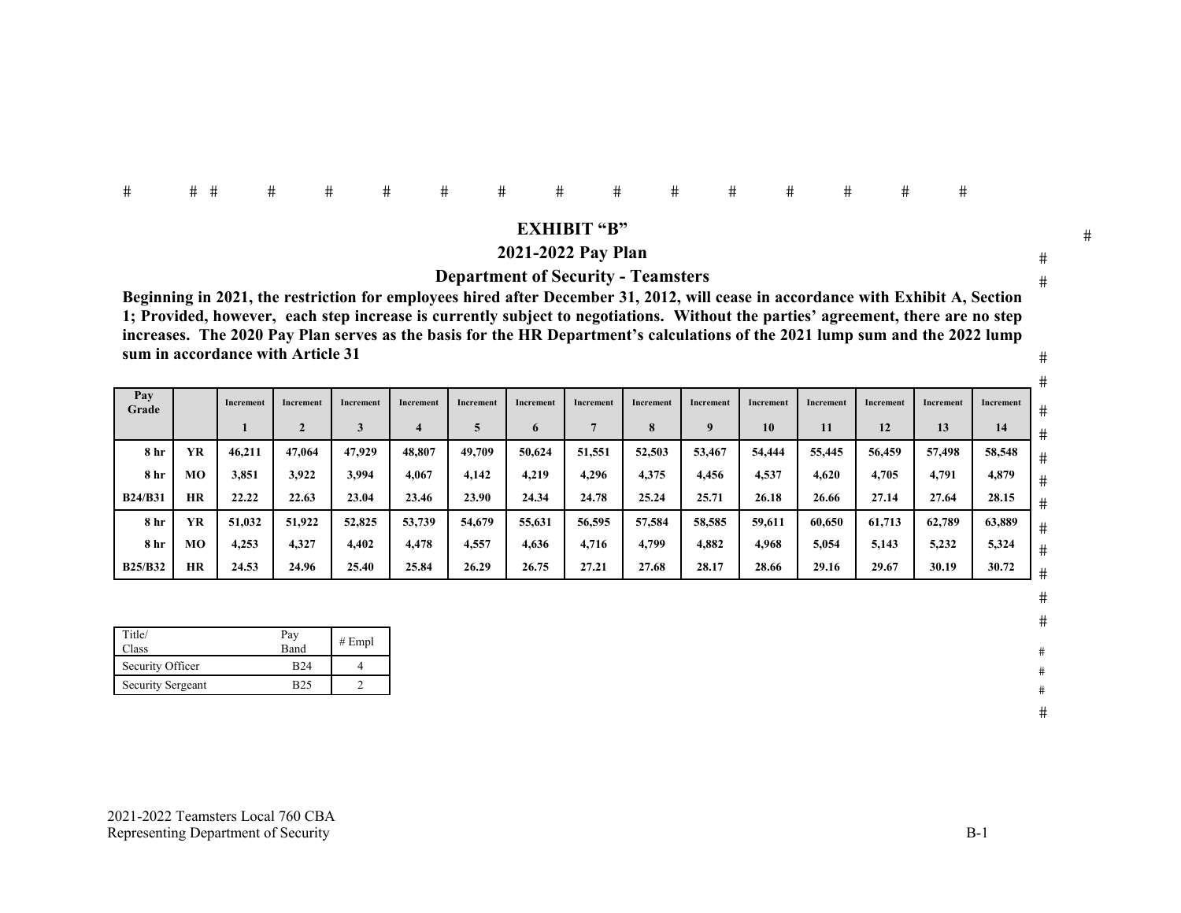**EXHIBIT "B"**

**2021-2022 Pay Plan**

**Department of Security - Teamsters**

**Beginning in 2021, the restriction for employees hired after December 31, 2012, will cease in accordance with Exhibit A, Section 1; Provided, however, each step increase is currently subject to negotiations. Without the parties' agreement, there are no step increases. The 2020 Pay Plan serves as the basis for the HR Department's calculations of the 2021 lump sum and the 2022 lump sum in accordance with Article 31**

| Pay Grade | | Increment 1 | Increment 2 | Increment 3 | Increment 4 | Increment 5 | Increment 6 | Increment 7 | Increment 8 | Increment 9 | Increment 10 | Increment 11 | Increment 12 | Increment 13 | Increment 14 |
|---|---|---|---|---|---|---|---|---|---|---|---|---|---|---|---|
| 8 hr | YR | 46,211 | 47,064 | 47,929 | 48,807 | 49,709 | 50,624 | 51,551 | 52,503 | 53,467 | 54,444 | 55,445 | 56,459 | 57,498 | 58,548 |
| 8 hr | MO | 3,851 | 3,922 | 3,994 | 4,067 | 4,142 | 4,219 | 4,296 | 4,375 | 4,456 | 4,537 | 4,620 | 4,705 | 4,791 | 4,879 |
| B24/B31 | HR | 22.22 | 22.63 | 23.04 | 23.46 | 23.90 | 24.34 | 24.78 | 25.24 | 25.71 | 26.18 | 26.66 | 27.14 | 27.64 | 28.15 |
| 8 hr | YR | 51,032 | 51,922 | 52,825 | 53,739 | 54,679 | 55,631 | 56,595 | 57,584 | 58,585 | 59,611 | 60,650 | 61,713 | 62,789 | 63,889 |
| 8 hr | MO | 4,253 | 4,327 | 4,402 | 4,478 | 4,557 | 4,636 | 4,716 | 4,799 | 4,882 | 4,968 | 5,054 | 5,143 | 5,232 | 5,324 |
| B25/B32 | HR | 24.53 | 24.96 | 25.40 | 25.84 | 26.29 | 26.75 | 27.21 | 27.68 | 28.17 | 28.66 | 29.16 | 29.67 | 30.19 | 30.72 |

| Title/ Class | Pay Band | # Empl |
|---|---|---|
| Security Officer | B24 | 4 |
| Security Sergeant | B25 | 2 |

2021-2022 Teamsters Local 760 CBA
Representing Department of Security